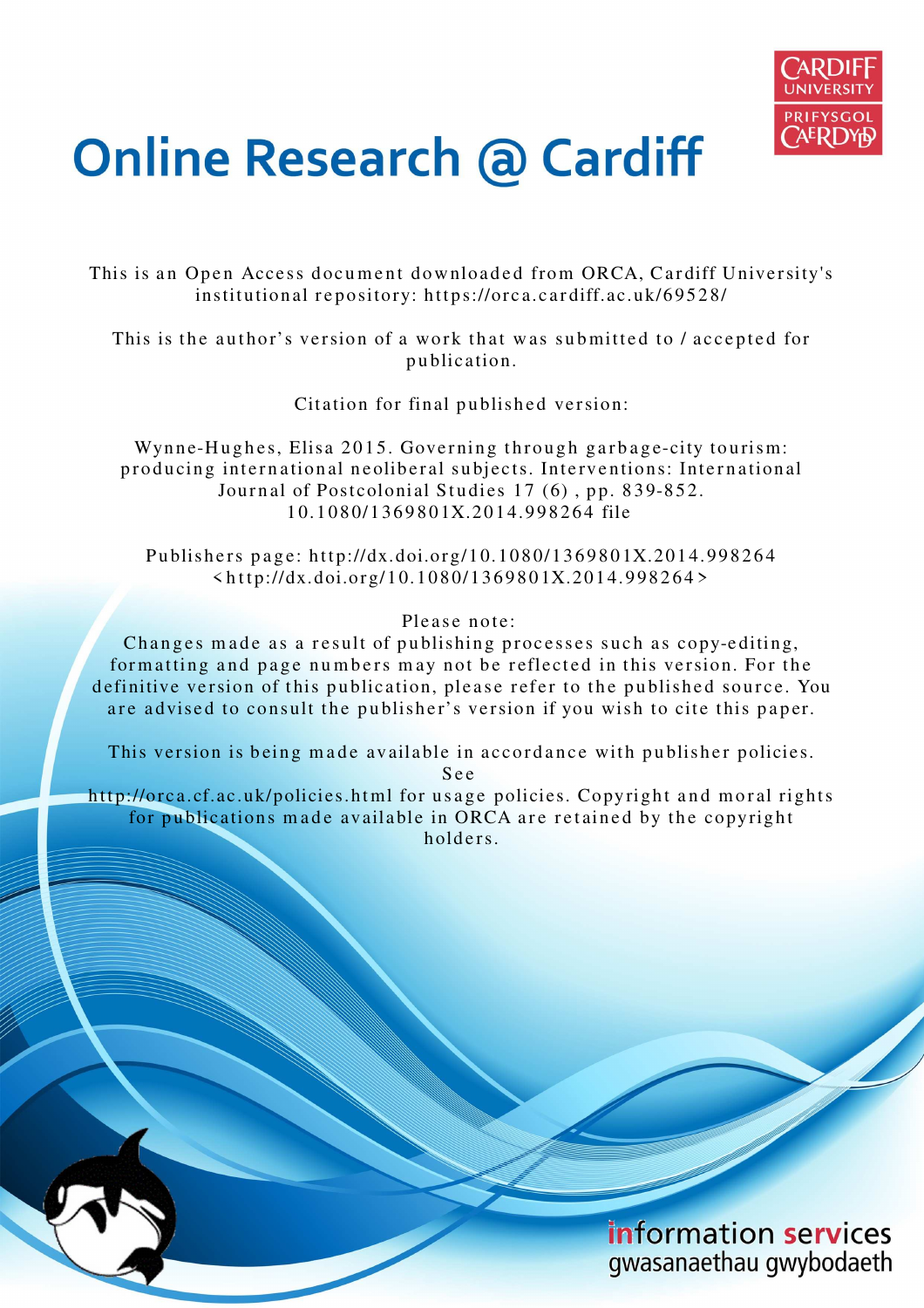# Online Research @ Cardiff

This is an Open Access document downloaded from ORCA, Cardiff University's institutional repository: https://orca.cardiff.ac.uk/69528/

This is the author's version of a work that was submitted to / accepted for publication.

Citation for final published version:

Wynne-Hughes, Elisa 2015. Governing through garbage-city tourism: producing international neoliberal subjects. Interventions: International Journal of Postcolonial Studies 17 (6) , pp. 839-852. 10.1080/1369801X.2014.998264 file

Publishers page: http://dx.doi.org/10.1080/1369801X.2014.998264 <http://dx.doi.org/10.1080/1369801X.2014.998264>

Please note:
Changes made as a result of publishing processes such as copy-editing, formatting and page numbers may not be reflected in this version. For the definitive version of this publication, please refer to the published source. You are advised to consult the publisher's version if you wish to cite this paper.

This version is being made available in accordance with publisher policies. See http://orca.cf.ac.uk/policies.html for usage policies. Copyright and moral rights for publications made available in ORCA are retained by the copyright holders.

information services
gwasanaethau gwybodaeth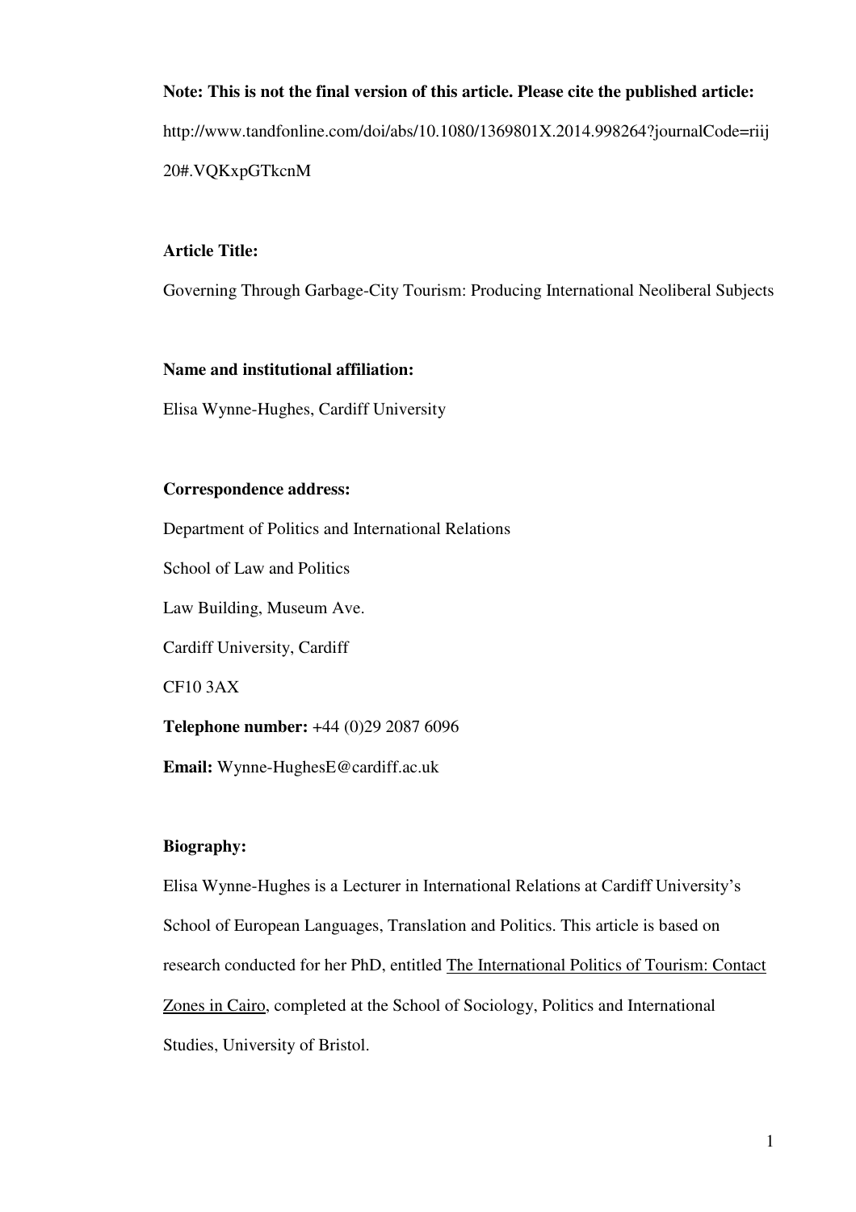**Note: This is not the final version of this article. Please cite the published article:**

http://www.tandfonline.com/doi/abs/10.1080/1369801X.2014.998264?journalCode=riij20#.VQKxpGTkcnM

**Article Title:**

Governing Through Garbage-City Tourism: Producing International Neoliberal Subjects

**Name and institutional affiliation:**

Elisa Wynne-Hughes, Cardiff University

**Correspondence address:**

Department of Politics and International Relations

School of Law and Politics

Law Building, Museum Ave.

Cardiff University, Cardiff

CF10 3AX

**Telephone number:** +44 (0)29 2087 6096

**Email:** Wynne-HughesE@cardiff.ac.uk

**Biography:**

Elisa Wynne-Hughes is a Lecturer in International Relations at Cardiff University's School of European Languages, Translation and Politics. This article is based on research conducted for her PhD, entitled The International Politics of Tourism: Contact Zones in Cairo, completed at the School of Sociology, Politics and International Studies, University of Bristol.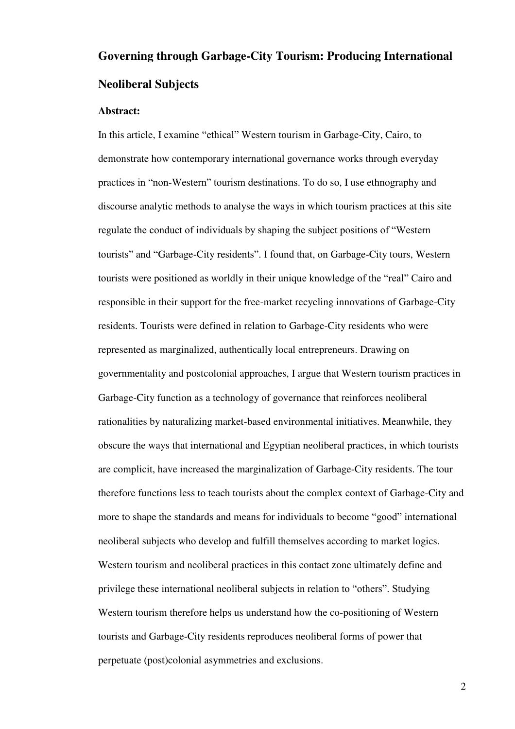# Governing through Garbage-City Tourism: Producing International Neoliberal Subjects

**Abstract:**

In this article, I examine "ethical" Western tourism in Garbage-City, Cairo, to demonstrate how contemporary international governance works through everyday practices in "non-Western" tourism destinations. To do so, I use ethnography and discourse analytic methods to analyse the ways in which tourism practices at this site regulate the conduct of individuals by shaping the subject positions of "Western tourists" and "Garbage-City residents". I found that, on Garbage-City tours, Western tourists were positioned as worldly in their unique knowledge of the "real" Cairo and responsible in their support for the free-market recycling innovations of Garbage-City residents. Tourists were defined in relation to Garbage-City residents who were represented as marginalized, authentically local entrepreneurs. Drawing on governmentality and postcolonial approaches, I argue that Western tourism practices in Garbage-City function as a technology of governance that reinforces neoliberal rationalities by naturalizing market-based environmental initiatives. Meanwhile, they obscure the ways that international and Egyptian neoliberal practices, in which tourists are complicit, have increased the marginalization of Garbage-City residents. The tour therefore functions less to teach tourists about the complex context of Garbage-City and more to shape the standards and means for individuals to become "good" international neoliberal subjects who develop and fulfill themselves according to market logics. Western tourism and neoliberal practices in this contact zone ultimately define and privilege these international neoliberal subjects in relation to "others". Studying Western tourism therefore helps us understand how the co-positioning of Western tourists and Garbage-City residents reproduces neoliberal forms of power that perpetuate (post)colonial asymmetries and exclusions.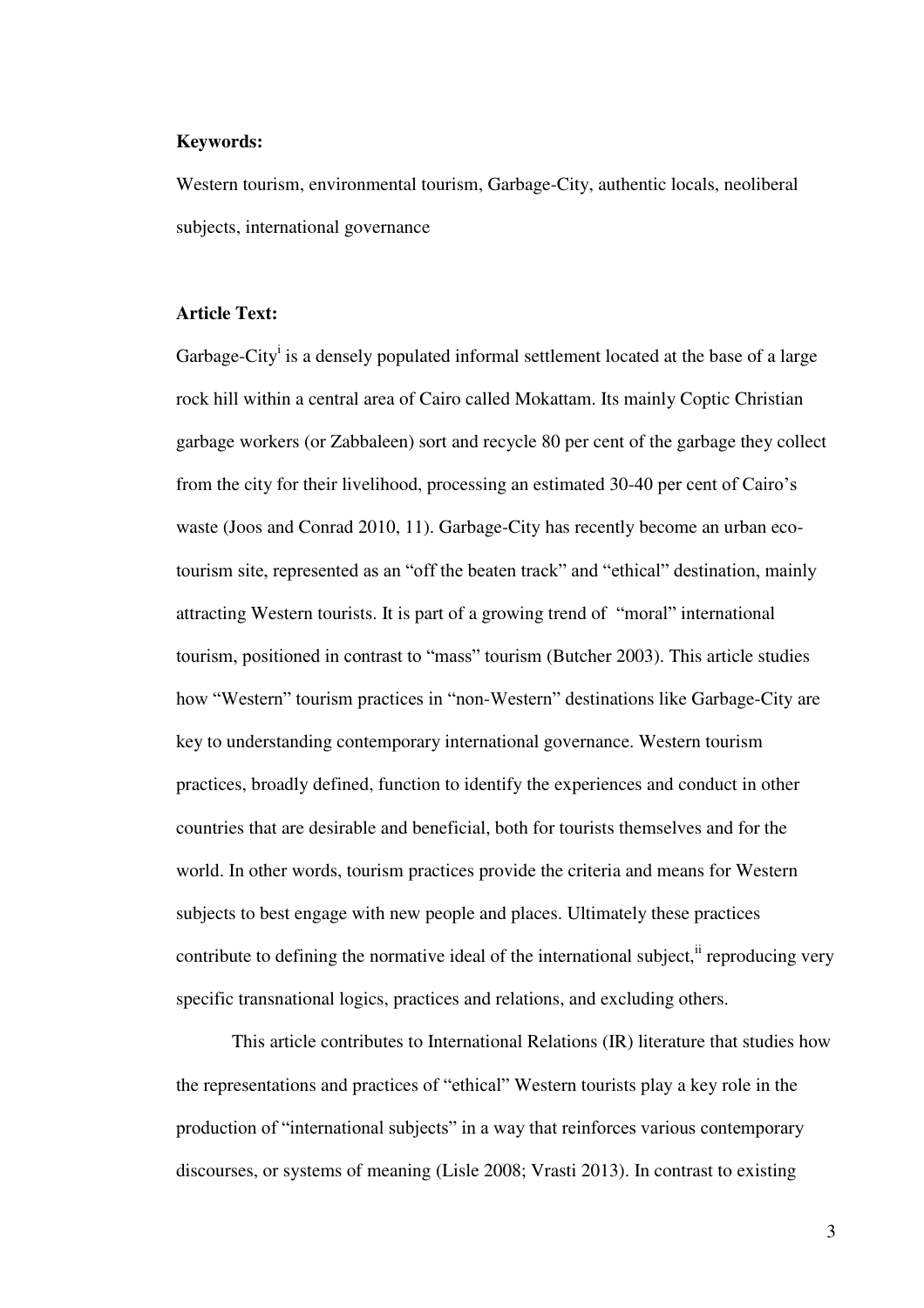**Keywords:**

Western tourism, environmental tourism, Garbage-City, authentic locals, neoliberal subjects, international governance

**Article Text:**

Garbage-City[i] is a densely populated informal settlement located at the base of a large rock hill within a central area of Cairo called Mokattam. Its mainly Coptic Christian garbage workers (or Zabbaleen) sort and recycle 80 per cent of the garbage they collect from the city for their livelihood, processing an estimated 30-40 per cent of Cairo's waste (Joos and Conrad 2010, 11). Garbage-City has recently become an urban eco-tourism site, represented as an "off the beaten track" and "ethical" destination, mainly attracting Western tourists. It is part of a growing trend of "moral" international tourism, positioned in contrast to "mass" tourism (Butcher 2003). This article studies how "Western" tourism practices in "non-Western" destinations like Garbage-City are key to understanding contemporary international governance. Western tourism practices, broadly defined, function to identify the experiences and conduct in other countries that are desirable and beneficial, both for tourists themselves and for the world. In other words, tourism practices provide the criteria and means for Western subjects to best engage with new people and places. Ultimately these practices contribute to defining the normative ideal of the international subject,[ii] reproducing very specific transnational logics, practices and relations, and excluding others.

This article contributes to International Relations (IR) literature that studies how the representations and practices of "ethical" Western tourists play a key role in the production of "international subjects" in a way that reinforces various contemporary discourses, or systems of meaning (Lisle 2008; Vrasti 2013). In contrast to existing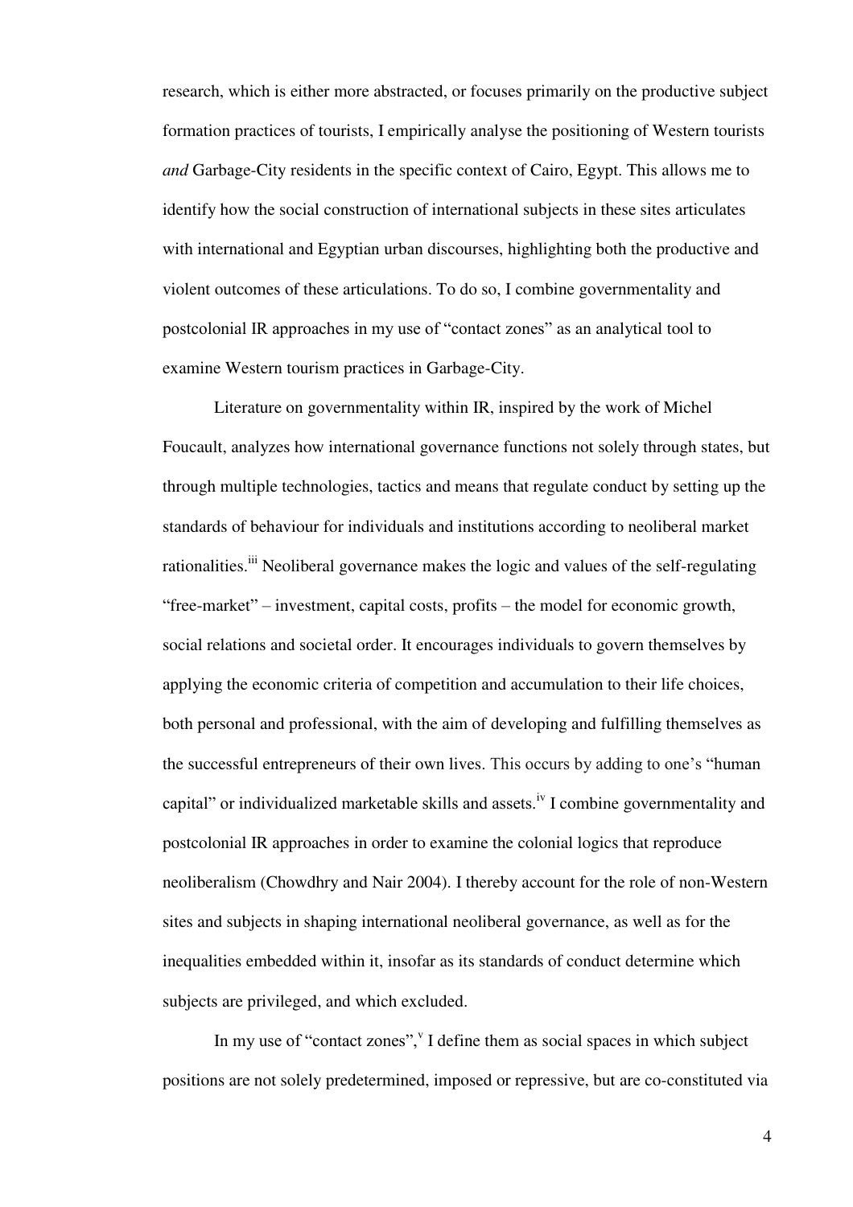research, which is either more abstracted, or focuses primarily on the productive subject formation practices of tourists, I empirically analyse the positioning of Western tourists *and* Garbage-City residents in the specific context of Cairo, Egypt. This allows me to identify how the social construction of international subjects in these sites articulates with international and Egyptian urban discourses, highlighting both the productive and violent outcomes of these articulations. To do so, I combine governmentality and postcolonial IR approaches in my use of "contact zones" as an analytical tool to examine Western tourism practices in Garbage-City.

Literature on governmentality within IR, inspired by the work of Michel Foucault, analyzes how international governance functions not solely through states, but through multiple technologies, tactics and means that regulate conduct by setting up the standards of behaviour for individuals and institutions according to neoliberal market rationalities.[iii] Neoliberal governance makes the logic and values of the self-regulating "free-market" – investment, capital costs, profits – the model for economic growth, social relations and societal order. It encourages individuals to govern themselves by applying the economic criteria of competition and accumulation to their life choices, both personal and professional, with the aim of developing and fulfilling themselves as the successful entrepreneurs of their own lives. This occurs by adding to one's "human capital" or individualized marketable skills and assets.[iv] I combine governmentality and postcolonial IR approaches in order to examine the colonial logics that reproduce neoliberalism (Chowdhry and Nair 2004). I thereby account for the role of non-Western sites and subjects in shaping international neoliberal governance, as well as for the inequalities embedded within it, insofar as its standards of conduct determine which subjects are privileged, and which excluded.

In my use of "contact zones",[v] I define them as social spaces in which subject positions are not solely predetermined, imposed or repressive, but are co-constituted via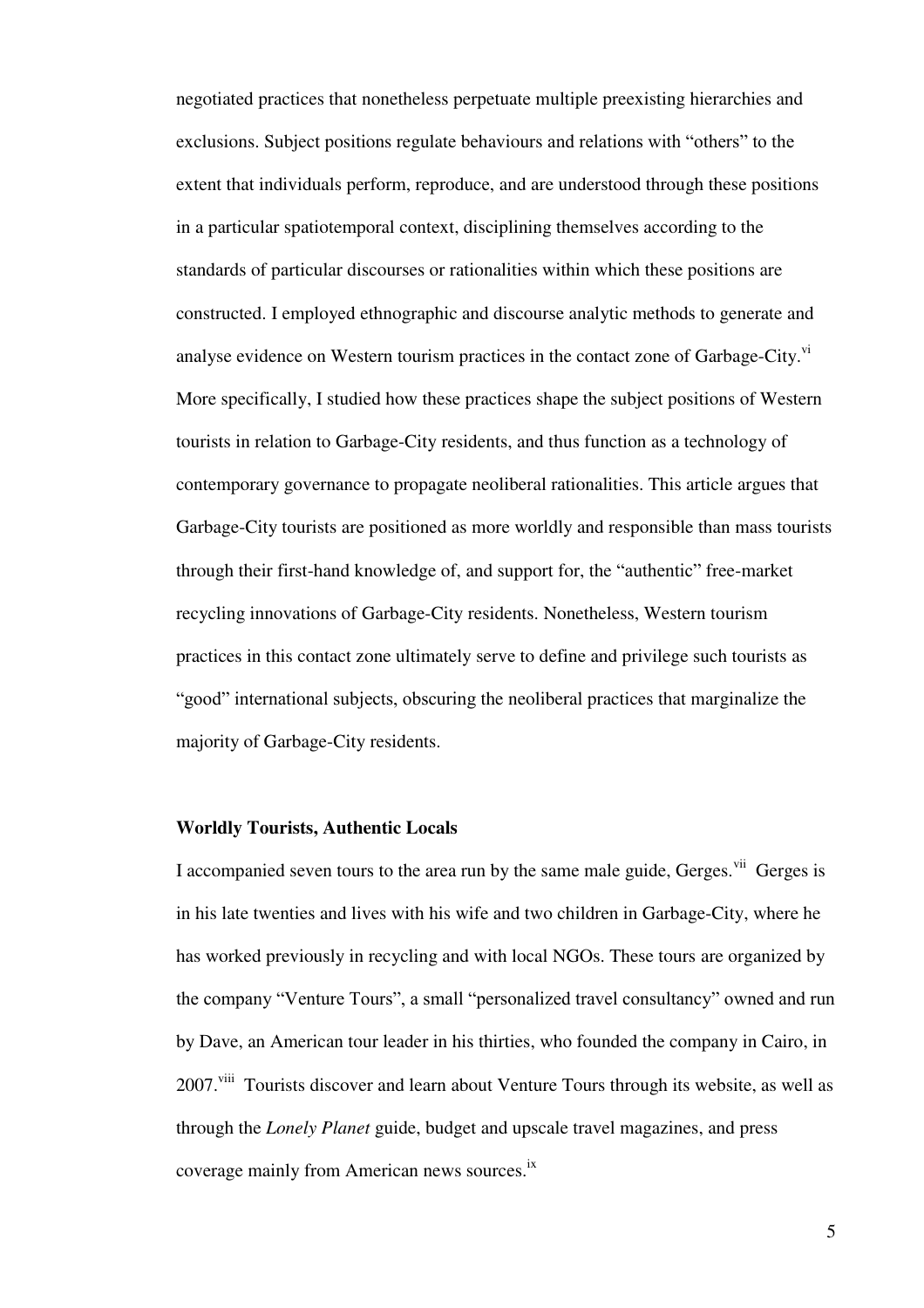negotiated practices that nonetheless perpetuate multiple preexisting hierarchies and exclusions. Subject positions regulate behaviours and relations with "others" to the extent that individuals perform, reproduce, and are understood through these positions in a particular spatiotemporal context, disciplining themselves according to the standards of particular discourses or rationalities within which these positions are constructed. I employed ethnographic and discourse analytic methods to generate and analyse evidence on Western tourism practices in the contact zone of Garbage-City.[vi] More specifically, I studied how these practices shape the subject positions of Western tourists in relation to Garbage-City residents, and thus function as a technology of contemporary governance to propagate neoliberal rationalities. This article argues that Garbage-City tourists are positioned as more worldly and responsible than mass tourists through their first-hand knowledge of, and support for, the "authentic" free-market recycling innovations of Garbage-City residents. Nonetheless, Western tourism practices in this contact zone ultimately serve to define and privilege such tourists as "good" international subjects, obscuring the neoliberal practices that marginalize the majority of Garbage-City residents.

**Worldly Tourists, Authentic Locals**

I accompanied seven tours to the area run by the same male guide, Gerges.[vii] Gerges is in his late twenties and lives with his wife and two children in Garbage-City, where he has worked previously in recycling and with local NGOs. These tours are organized by the company "Venture Tours", a small "personalized travel consultancy" owned and run by Dave, an American tour leader in his thirties, who founded the company in Cairo, in 2007.[viii] Tourists discover and learn about Venture Tours through its website, as well as through the *Lonely Planet* guide, budget and upscale travel magazines, and press coverage mainly from American news sources.[ix]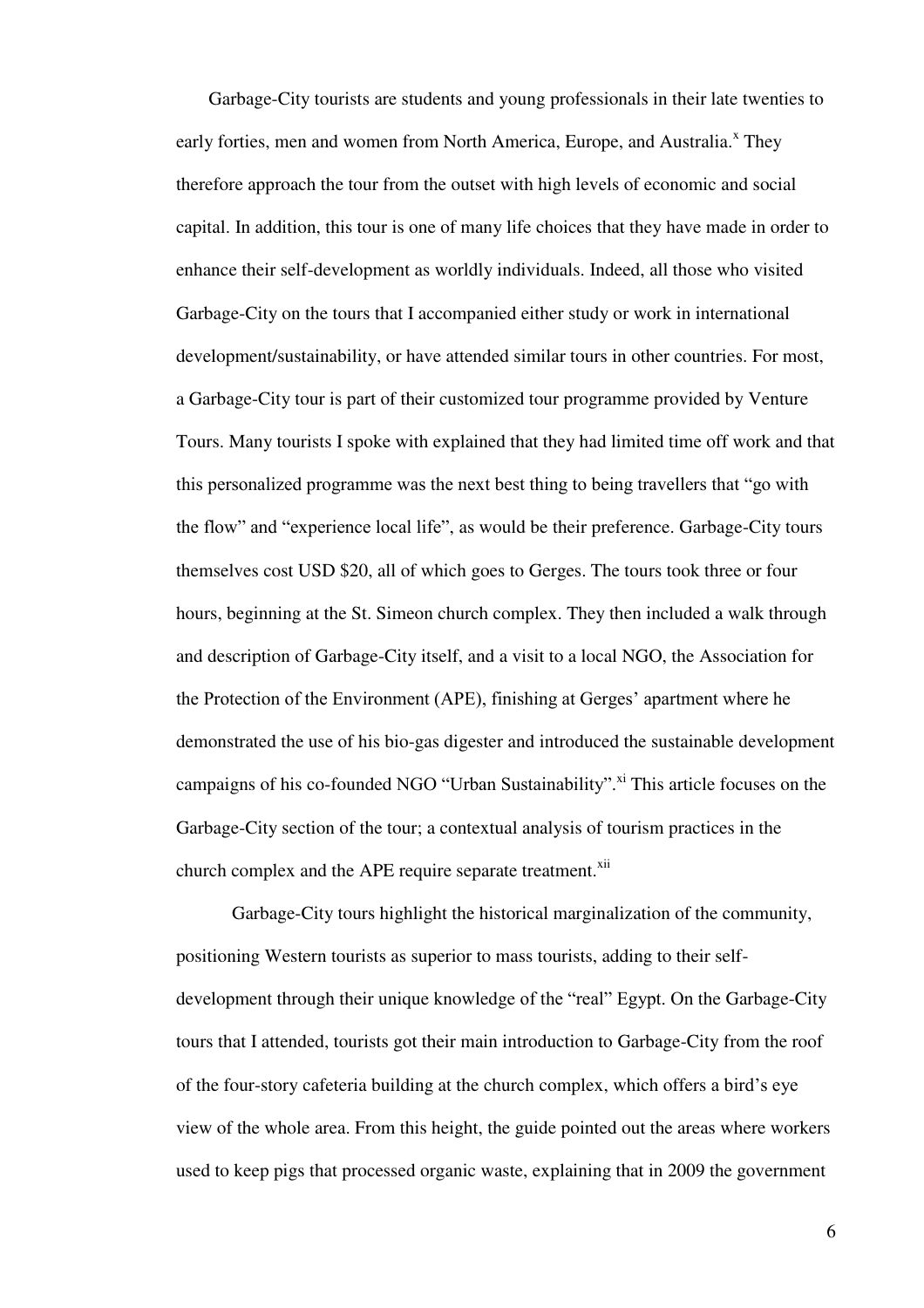Garbage-City tourists are students and young professionals in their late twenties to early forties, men and women from North America, Europe, and Australia.[x] They therefore approach the tour from the outset with high levels of economic and social capital. In addition, this tour is one of many life choices that they have made in order to enhance their self-development as worldly individuals. Indeed, all those who visited Garbage-City on the tours that I accompanied either study or work in international development/sustainability, or have attended similar tours in other countries. For most, a Garbage-City tour is part of their customized tour programme provided by Venture Tours. Many tourists I spoke with explained that they had limited time off work and that this personalized programme was the next best thing to being travellers that "go with the flow" and "experience local life", as would be their preference. Garbage-City tours themselves cost USD $20, all of which goes to Gerges. The tours took three or four hours, beginning at the St. Simeon church complex. They then included a walk through and description of Garbage-City itself, and a visit to a local NGO, the Association for the Protection of the Environment (APE), finishing at Gerges' apartment where he demonstrated the use of his bio-gas digester and introduced the sustainable development campaigns of his co-founded NGO "Urban Sustainability".[xi] This article focuses on the Garbage-City section of the tour; a contextual analysis of tourism practices in the church complex and the APE require separate treatment.[xii]

Garbage-City tours highlight the historical marginalization of the community, positioning Western tourists as superior to mass tourists, adding to their self-development through their unique knowledge of the "real" Egypt. On the Garbage-City tours that I attended, tourists got their main introduction to Garbage-City from the roof of the four-story cafeteria building at the church complex, which offers a bird's eye view of the whole area. From this height, the guide pointed out the areas where workers used to keep pigs that processed organic waste, explaining that in 2009 the government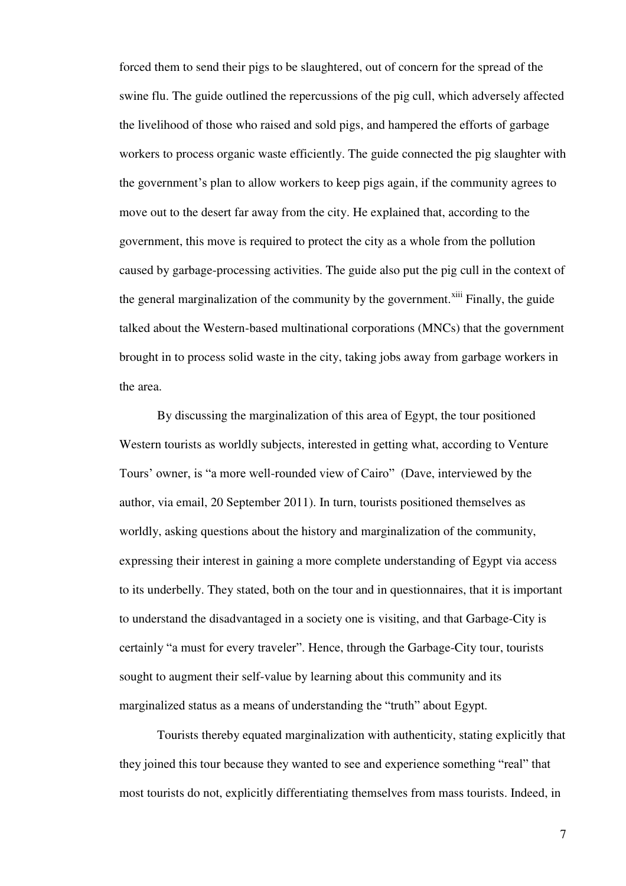forced them to send their pigs to be slaughtered, out of concern for the spread of the swine flu. The guide outlined the repercussions of the pig cull, which adversely affected the livelihood of those who raised and sold pigs, and hampered the efforts of garbage workers to process organic waste efficiently. The guide connected the pig slaughter with the government's plan to allow workers to keep pigs again, if the community agrees to move out to the desert far away from the city. He explained that, according to the government, this move is required to protect the city as a whole from the pollution caused by garbage-processing activities. The guide also put the pig cull in the context of the general marginalization of the community by the government.[xiii] Finally, the guide talked about the Western-based multinational corporations (MNCs) that the government brought in to process solid waste in the city, taking jobs away from garbage workers in the area.

By discussing the marginalization of this area of Egypt, the tour positioned Western tourists as worldly subjects, interested in getting what, according to Venture Tours' owner, is "a more well-rounded view of Cairo" (Dave, interviewed by the author, via email, 20 September 2011). In turn, tourists positioned themselves as worldly, asking questions about the history and marginalization of the community, expressing their interest in gaining a more complete understanding of Egypt via access to its underbelly. They stated, both on the tour and in questionnaires, that it is important to understand the disadvantaged in a society one is visiting, and that Garbage-City is certainly "a must for every traveler". Hence, through the Garbage-City tour, tourists sought to augment their self-value by learning about this community and its marginalized status as a means of understanding the "truth" about Egypt.

Tourists thereby equated marginalization with authenticity, stating explicitly that they joined this tour because they wanted to see and experience something "real" that most tourists do not, explicitly differentiating themselves from mass tourists. Indeed, in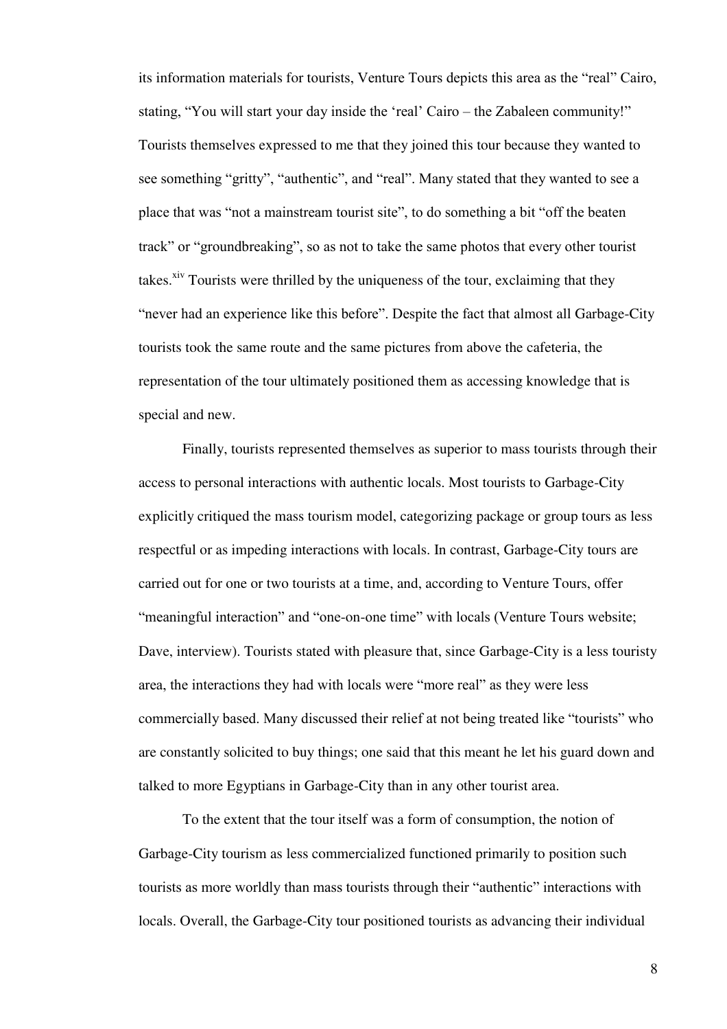its information materials for tourists, Venture Tours depicts this area as the "real" Cairo, stating, "You will start your day inside the 'real' Cairo – the Zabaleen community!" Tourists themselves expressed to me that they joined this tour because they wanted to see something "gritty", "authentic", and "real". Many stated that they wanted to see a place that was "not a mainstream tourist site", to do something a bit "off the beaten track" or "groundbreaking", so as not to take the same photos that every other tourist takes.[xiv] Tourists were thrilled by the uniqueness of the tour, exclaiming that they "never had an experience like this before". Despite the fact that almost all Garbage-City tourists took the same route and the same pictures from above the cafeteria, the representation of the tour ultimately positioned them as accessing knowledge that is special and new.

Finally, tourists represented themselves as superior to mass tourists through their access to personal interactions with authentic locals. Most tourists to Garbage-City explicitly critiqued the mass tourism model, categorizing package or group tours as less respectful or as impeding interactions with locals. In contrast, Garbage-City tours are carried out for one or two tourists at a time, and, according to Venture Tours, offer "meaningful interaction" and "one-on-one time" with locals (Venture Tours website; Dave, interview). Tourists stated with pleasure that, since Garbage-City is a less touristy area, the interactions they had with locals were "more real" as they were less commercially based. Many discussed their relief at not being treated like "tourists" who are constantly solicited to buy things; one said that this meant he let his guard down and talked to more Egyptians in Garbage-City than in any other tourist area.

To the extent that the tour itself was a form of consumption, the notion of Garbage-City tourism as less commercialized functioned primarily to position such tourists as more worldly than mass tourists through their "authentic" interactions with locals. Overall, the Garbage-City tour positioned tourists as advancing their individual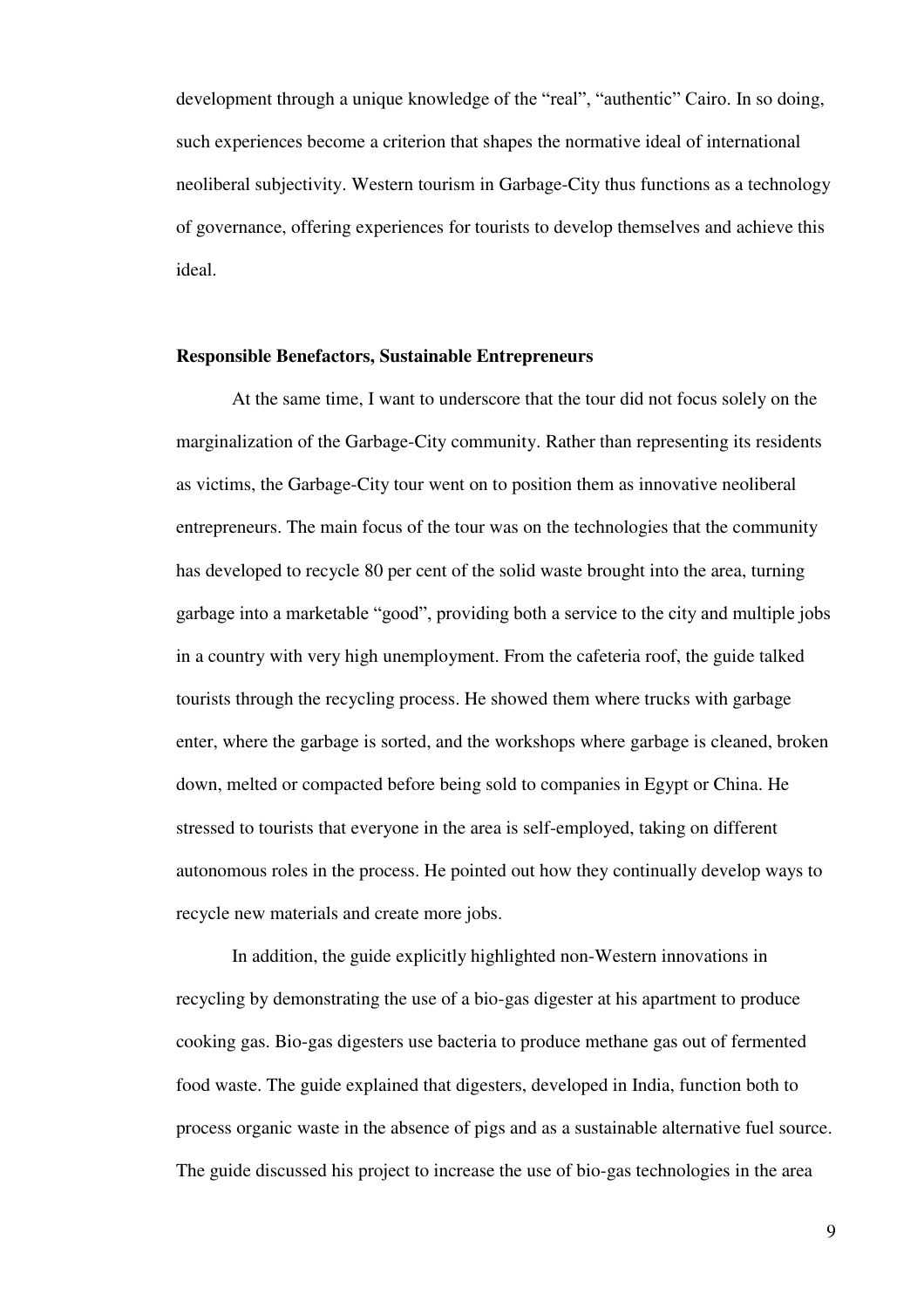development through a unique knowledge of the "real", "authentic" Cairo. In so doing, such experiences become a criterion that shapes the normative ideal of international neoliberal subjectivity. Western tourism in Garbage-City thus functions as a technology of governance, offering experiences for tourists to develop themselves and achieve this ideal.

### Responsible Benefactors, Sustainable Entrepreneurs

At the same time, I want to underscore that the tour did not focus solely on the marginalization of the Garbage-City community. Rather than representing its residents as victims, the Garbage-City tour went on to position them as innovative neoliberal entrepreneurs. The main focus of the tour was on the technologies that the community has developed to recycle 80 per cent of the solid waste brought into the area, turning garbage into a marketable "good", providing both a service to the city and multiple jobs in a country with very high unemployment. From the cafeteria roof, the guide talked tourists through the recycling process. He showed them where trucks with garbage enter, where the garbage is sorted, and the workshops where garbage is cleaned, broken down, melted or compacted before being sold to companies in Egypt or China. He stressed to tourists that everyone in the area is self-employed, taking on different autonomous roles in the process. He pointed out how they continually develop ways to recycle new materials and create more jobs.

In addition, the guide explicitly highlighted non-Western innovations in recycling by demonstrating the use of a bio-gas digester at his apartment to produce cooking gas. Bio-gas digesters use bacteria to produce methane gas out of fermented food waste. The guide explained that digesters, developed in India, function both to process organic waste in the absence of pigs and as a sustainable alternative fuel source. The guide discussed his project to increase the use of bio-gas technologies in the area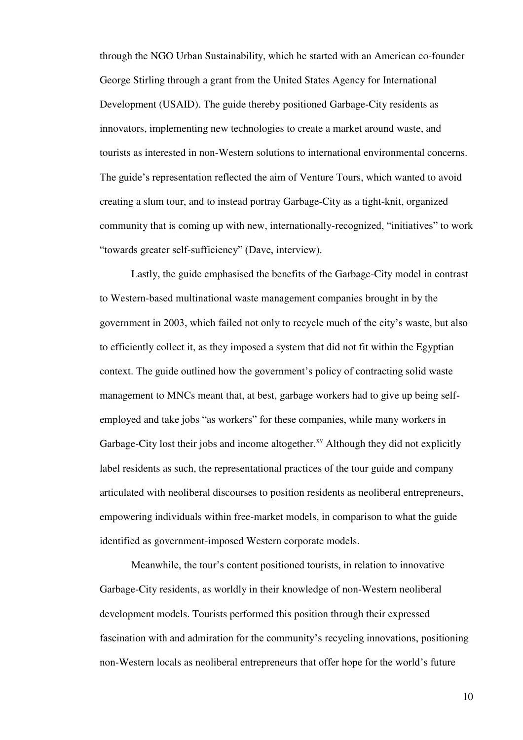through the NGO Urban Sustainability, which he started with an American co-founder George Stirling through a grant from the United States Agency for International Development (USAID). The guide thereby positioned Garbage-City residents as innovators, implementing new technologies to create a market around waste, and tourists as interested in non-Western solutions to international environmental concerns. The guide's representation reflected the aim of Venture Tours, which wanted to avoid creating a slum tour, and to instead portray Garbage-City as a tight-knit, organized community that is coming up with new, internationally-recognized, "initiatives" to work "towards greater self-sufficiency" (Dave, interview).

Lastly, the guide emphasised the benefits of the Garbage-City model in contrast to Western-based multinational waste management companies brought in by the government in 2003, which failed not only to recycle much of the city's waste, but also to efficiently collect it, as they imposed a system that did not fit within the Egyptian context. The guide outlined how the government's policy of contracting solid waste management to MNCs meant that, at best, garbage workers had to give up being self-employed and take jobs "as workers" for these companies, while many workers in Garbage-City lost their jobs and income altogether.[xv] Although they did not explicitly label residents as such, the representational practices of the tour guide and company articulated with neoliberal discourses to position residents as neoliberal entrepreneurs, empowering individuals within free-market models, in comparison to what the guide identified as government-imposed Western corporate models.

Meanwhile, the tour's content positioned tourists, in relation to innovative Garbage-City residents, as worldly in their knowledge of non-Western neoliberal development models. Tourists performed this position through their expressed fascination with and admiration for the community's recycling innovations, positioning non-Western locals as neoliberal entrepreneurs that offer hope for the world's future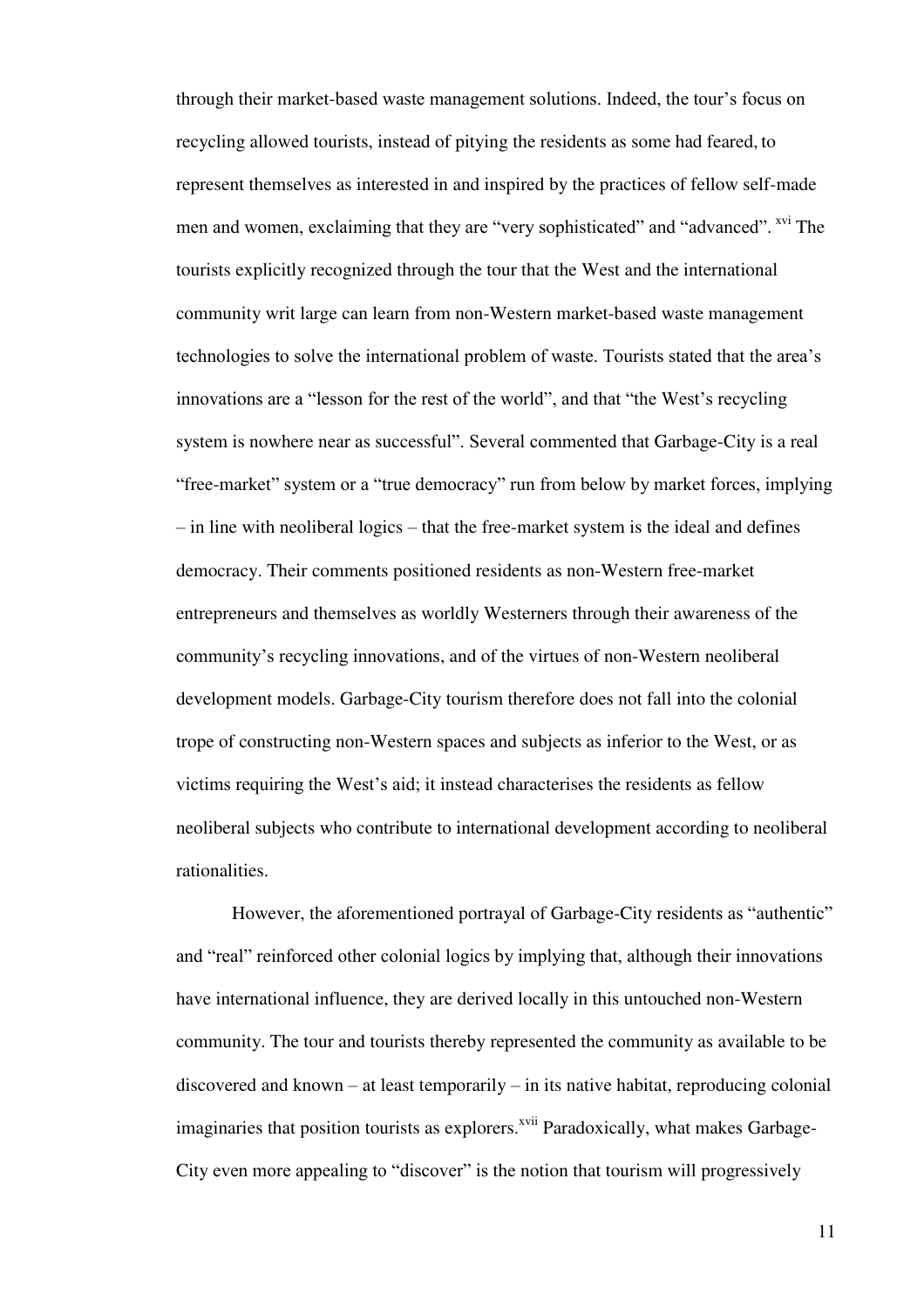through their market-based waste management solutions. Indeed, the tour's focus on recycling allowed tourists, instead of pitying the residents as some had feared, to represent themselves as interested in and inspired by the practices of fellow self-made men and women, exclaiming that they are "very sophisticated" and "advanced". [xvi] The tourists explicitly recognized through the tour that the West and the international community writ large can learn from non-Western market-based waste management technologies to solve the international problem of waste. Tourists stated that the area's innovations are a "lesson for the rest of the world", and that "the West's recycling system is nowhere near as successful". Several commented that Garbage-City is a real "free-market" system or a "true democracy" run from below by market forces, implying – in line with neoliberal logics – that the free-market system is the ideal and defines democracy. Their comments positioned residents as non-Western free-market entrepreneurs and themselves as worldly Westerners through their awareness of the community's recycling innovations, and of the virtues of non-Western neoliberal development models. Garbage-City tourism therefore does not fall into the colonial trope of constructing non-Western spaces and subjects as inferior to the West, or as victims requiring the West's aid; it instead characterises the residents as fellow neoliberal subjects who contribute to international development according to neoliberal rationalities.

However, the aforementioned portrayal of Garbage-City residents as "authentic" and "real" reinforced other colonial logics by implying that, although their innovations have international influence, they are derived locally in this untouched non-Western community. The tour and tourists thereby represented the community as available to be discovered and known – at least temporarily – in its native habitat, reproducing colonial imaginaries that position tourists as explorers.[xvii] Paradoxically, what makes Garbage-City even more appealing to "discover" is the notion that tourism will progressively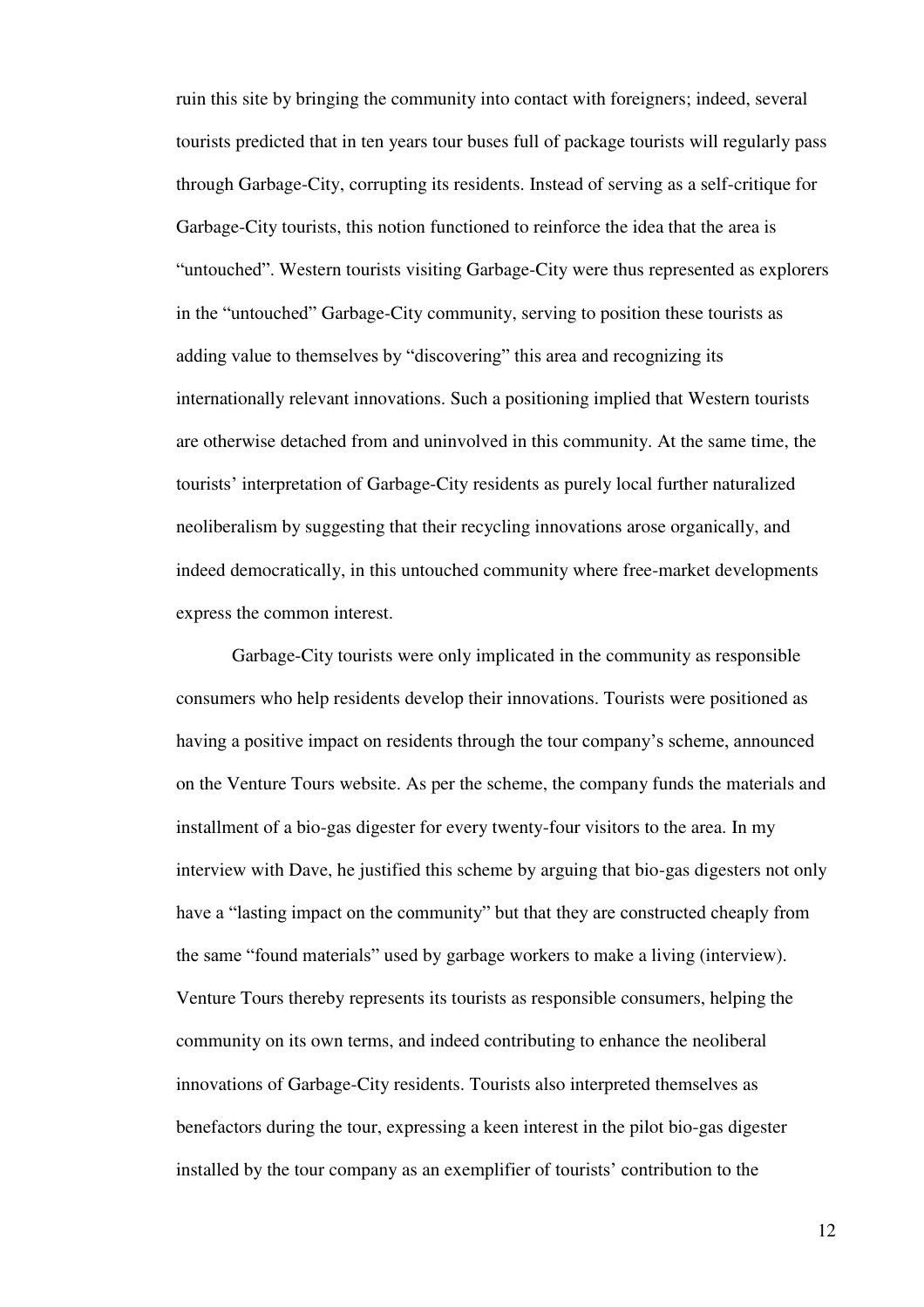ruin this site by bringing the community into contact with foreigners; indeed, several tourists predicted that in ten years tour buses full of package tourists will regularly pass through Garbage-City, corrupting its residents. Instead of serving as a self-critique for Garbage-City tourists, this notion functioned to reinforce the idea that the area is "untouched". Western tourists visiting Garbage-City were thus represented as explorers in the "untouched" Garbage-City community, serving to position these tourists as adding value to themselves by "discovering" this area and recognizing its internationally relevant innovations. Such a positioning implied that Western tourists are otherwise detached from and uninvolved in this community. At the same time, the tourists' interpretation of Garbage-City residents as purely local further naturalized neoliberalism by suggesting that their recycling innovations arose organically, and indeed democratically, in this untouched community where free-market developments express the common interest.

Garbage-City tourists were only implicated in the community as responsible consumers who help residents develop their innovations. Tourists were positioned as having a positive impact on residents through the tour company's scheme, announced on the Venture Tours website. As per the scheme, the company funds the materials and installment of a bio-gas digester for every twenty-four visitors to the area. In my interview with Dave, he justified this scheme by arguing that bio-gas digesters not only have a "lasting impact on the community" but that they are constructed cheaply from the same "found materials" used by garbage workers to make a living (interview). Venture Tours thereby represents its tourists as responsible consumers, helping the community on its own terms, and indeed contributing to enhance the neoliberal innovations of Garbage-City residents. Tourists also interpreted themselves as benefactors during the tour, expressing a keen interest in the pilot bio-gas digester installed by the tour company as an exemplifier of tourists' contribution to the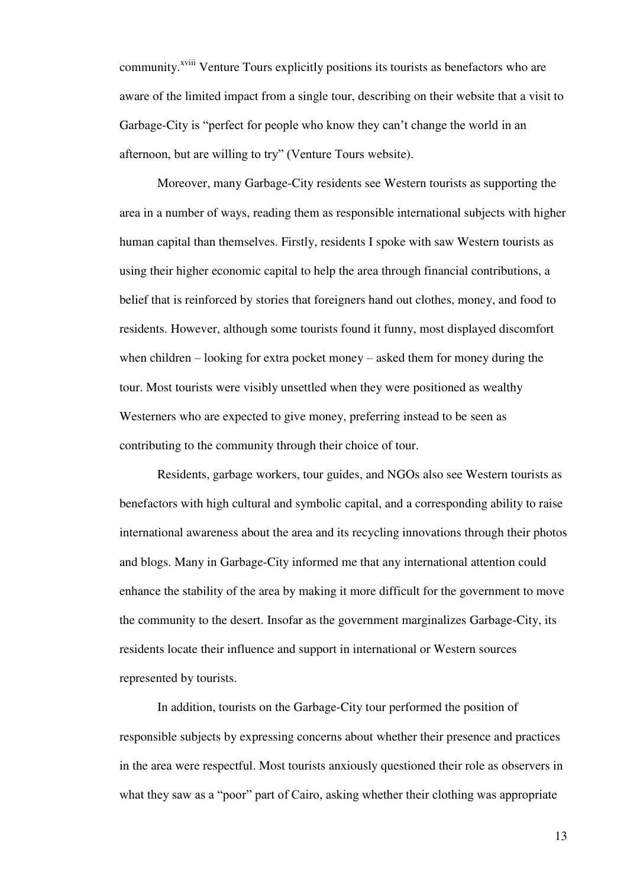community.[xviii] Venture Tours explicitly positions its tourists as benefactors who are aware of the limited impact from a single tour, describing on their website that a visit to Garbage-City is "perfect for people who know they can't change the world in an afternoon, but are willing to try" (Venture Tours website).

Moreover, many Garbage-City residents see Western tourists as supporting the area in a number of ways, reading them as responsible international subjects with higher human capital than themselves. Firstly, residents I spoke with saw Western tourists as using their higher economic capital to help the area through financial contributions, a belief that is reinforced by stories that foreigners hand out clothes, money, and food to residents. However, although some tourists found it funny, most displayed discomfort when children – looking for extra pocket money – asked them for money during the tour. Most tourists were visibly unsettled when they were positioned as wealthy Westerners who are expected to give money, preferring instead to be seen as contributing to the community through their choice of tour.

Residents, garbage workers, tour guides, and NGOs also see Western tourists as benefactors with high cultural and symbolic capital, and a corresponding ability to raise international awareness about the area and its recycling innovations through their photos and blogs. Many in Garbage-City informed me that any international attention could enhance the stability of the area by making it more difficult for the government to move the community to the desert. Insofar as the government marginalizes Garbage-City, its residents locate their influence and support in international or Western sources represented by tourists.

In addition, tourists on the Garbage-City tour performed the position of responsible subjects by expressing concerns about whether their presence and practices in the area were respectful. Most tourists anxiously questioned their role as observers in what they saw as a "poor" part of Cairo, asking whether their clothing was appropriate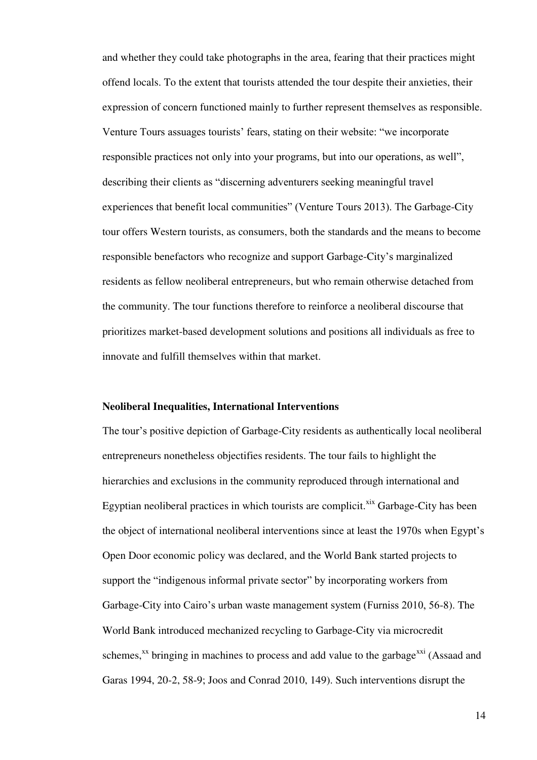and whether they could take photographs in the area, fearing that their practices might offend locals. To the extent that tourists attended the tour despite their anxieties, their expression of concern functioned mainly to further represent themselves as responsible. Venture Tours assuages tourists' fears, stating on their website: "we incorporate responsible practices not only into your programs, but into our operations, as well", describing their clients as "discerning adventurers seeking meaningful travel experiences that benefit local communities" (Venture Tours 2013). The Garbage-City tour offers Western tourists, as consumers, both the standards and the means to become responsible benefactors who recognize and support Garbage-City's marginalized residents as fellow neoliberal entrepreneurs, but who remain otherwise detached from the community. The tour functions therefore to reinforce a neoliberal discourse that prioritizes market-based development solutions and positions all individuals as free to innovate and fulfill themselves within that market.

### Neoliberal Inequalities, International Interventions

The tour's positive depiction of Garbage-City residents as authentically local neoliberal entrepreneurs nonetheless objectifies residents. The tour fails to highlight the hierarchies and exclusions in the community reproduced through international and Egyptian neoliberal practices in which tourists are complicit.[xix] Garbage-City has been the object of international neoliberal interventions since at least the 1970s when Egypt's Open Door economic policy was declared, and the World Bank started projects to support the "indigenous informal private sector" by incorporating workers from Garbage-City into Cairo's urban waste management system (Furniss 2010, 56-8). The World Bank introduced mechanized recycling to Garbage-City via microcredit schemes,[xx] bringing in machines to process and add value to the garbage[xxi] (Assaad and Garas 1994, 20-2, 58-9; Joos and Conrad 2010, 149). Such interventions disrupt the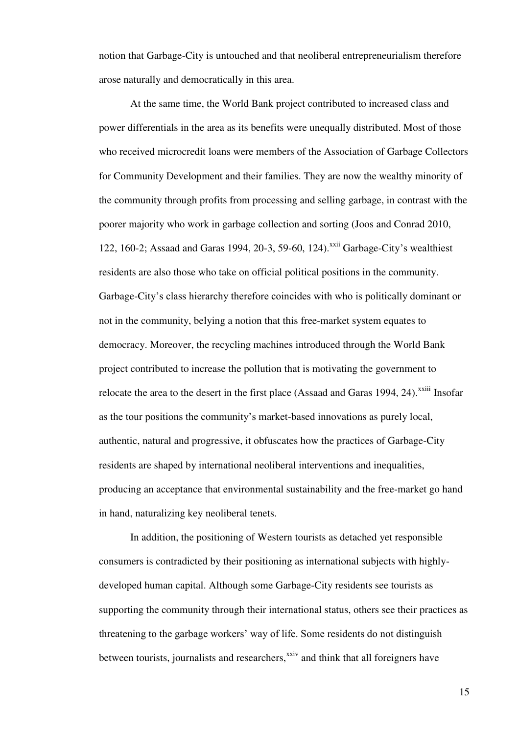notion that Garbage-City is untouched and that neoliberal entrepreneurialism therefore arose naturally and democratically in this area.

At the same time, the World Bank project contributed to increased class and power differentials in the area as its benefits were unequally distributed. Most of those who received microcredit loans were members of the Association of Garbage Collectors for Community Development and their families. They are now the wealthy minority of the community through profits from processing and selling garbage, in contrast with the poorer majority who work in garbage collection and sorting (Joos and Conrad 2010, 122, 160-2; Assaad and Garas 1994, 20-3, 59-60, 124).[xxii] Garbage-City's wealthiest residents are also those who take on official political positions in the community. Garbage-City's class hierarchy therefore coincides with who is politically dominant or not in the community, belying a notion that this free-market system equates to democracy. Moreover, the recycling machines introduced through the World Bank project contributed to increase the pollution that is motivating the government to relocate the area to the desert in the first place (Assaad and Garas 1994, 24).[xxiii] Insofar as the tour positions the community's market-based innovations as purely local, authentic, natural and progressive, it obfuscates how the practices of Garbage-City residents are shaped by international neoliberal interventions and inequalities, producing an acceptance that environmental sustainability and the free-market go hand in hand, naturalizing key neoliberal tenets.

In addition, the positioning of Western tourists as detached yet responsible consumers is contradicted by their positioning as international subjects with highly-developed human capital. Although some Garbage-City residents see tourists as supporting the community through their international status, others see their practices as threatening to the garbage workers' way of life. Some residents do not distinguish between tourists, journalists and researchers,[xxiv] and think that all foreigners have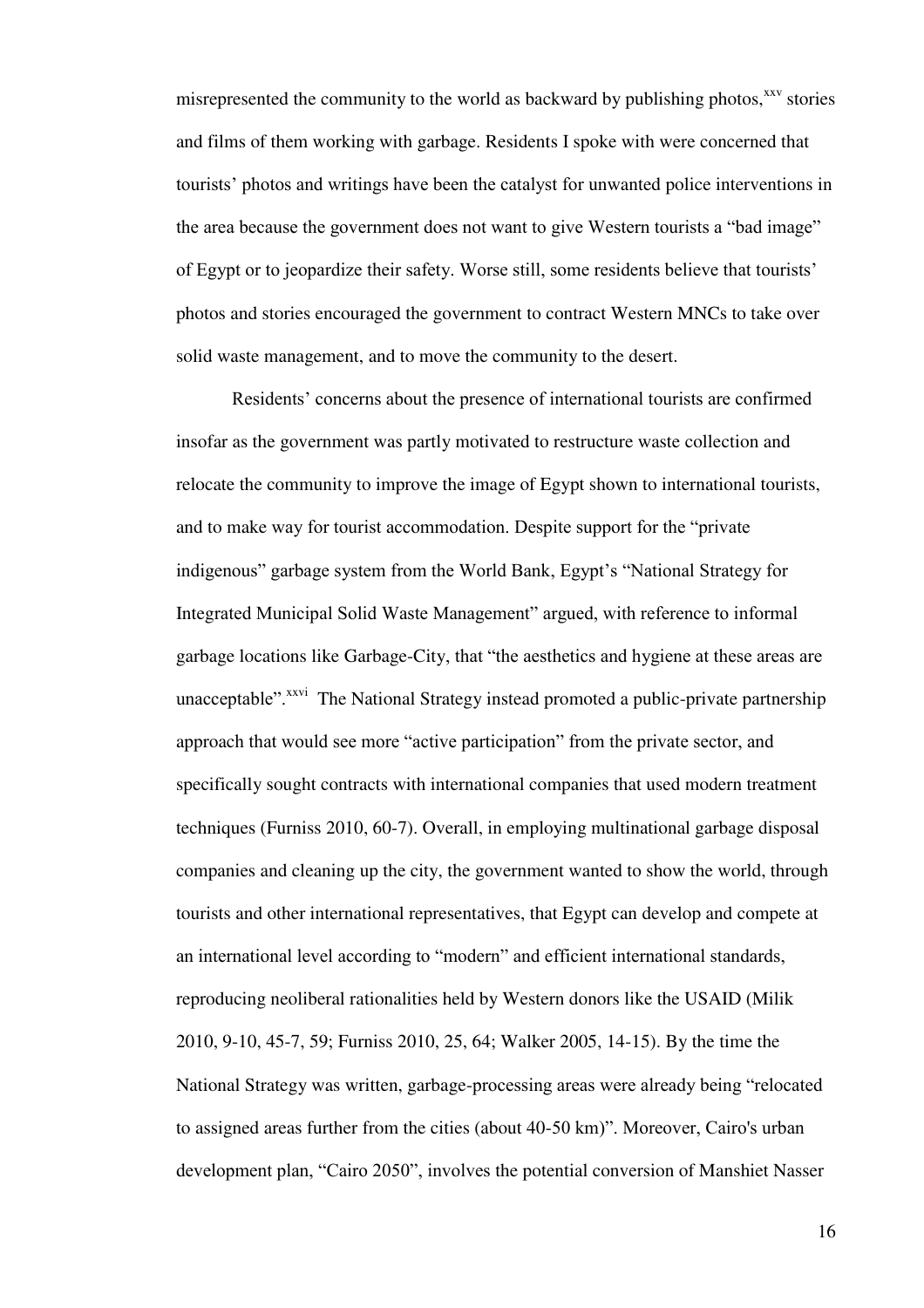misrepresented the community to the world as backward by publishing photos,[xxv] stories and films of them working with garbage. Residents I spoke with were concerned that tourists' photos and writings have been the catalyst for unwanted police interventions in the area because the government does not want to give Western tourists a "bad image" of Egypt or to jeopardize their safety. Worse still, some residents believe that tourists' photos and stories encouraged the government to contract Western MNCs to take over solid waste management, and to move the community to the desert.

Residents' concerns about the presence of international tourists are confirmed insofar as the government was partly motivated to restructure waste collection and relocate the community to improve the image of Egypt shown to international tourists, and to make way for tourist accommodation. Despite support for the "private indigenous" garbage system from the World Bank, Egypt's "National Strategy for Integrated Municipal Solid Waste Management" argued, with reference to informal garbage locations like Garbage-City, that "the aesthetics and hygiene at these areas are unacceptable".[xxvi] The National Strategy instead promoted a public-private partnership approach that would see more "active participation" from the private sector, and specifically sought contracts with international companies that used modern treatment techniques (Furniss 2010, 60-7). Overall, in employing multinational garbage disposal companies and cleaning up the city, the government wanted to show the world, through tourists and other international representatives, that Egypt can develop and compete at an international level according to "modern" and efficient international standards, reproducing neoliberal rationalities held by Western donors like the USAID (Milik 2010, 9-10, 45-7, 59; Furniss 2010, 25, 64; Walker 2005, 14-15). By the time the National Strategy was written, garbage-processing areas were already being "relocated to assigned areas further from the cities (about 40-50 km)". Moreover, Cairo's urban development plan, "Cairo 2050", involves the potential conversion of Manshiet Nasser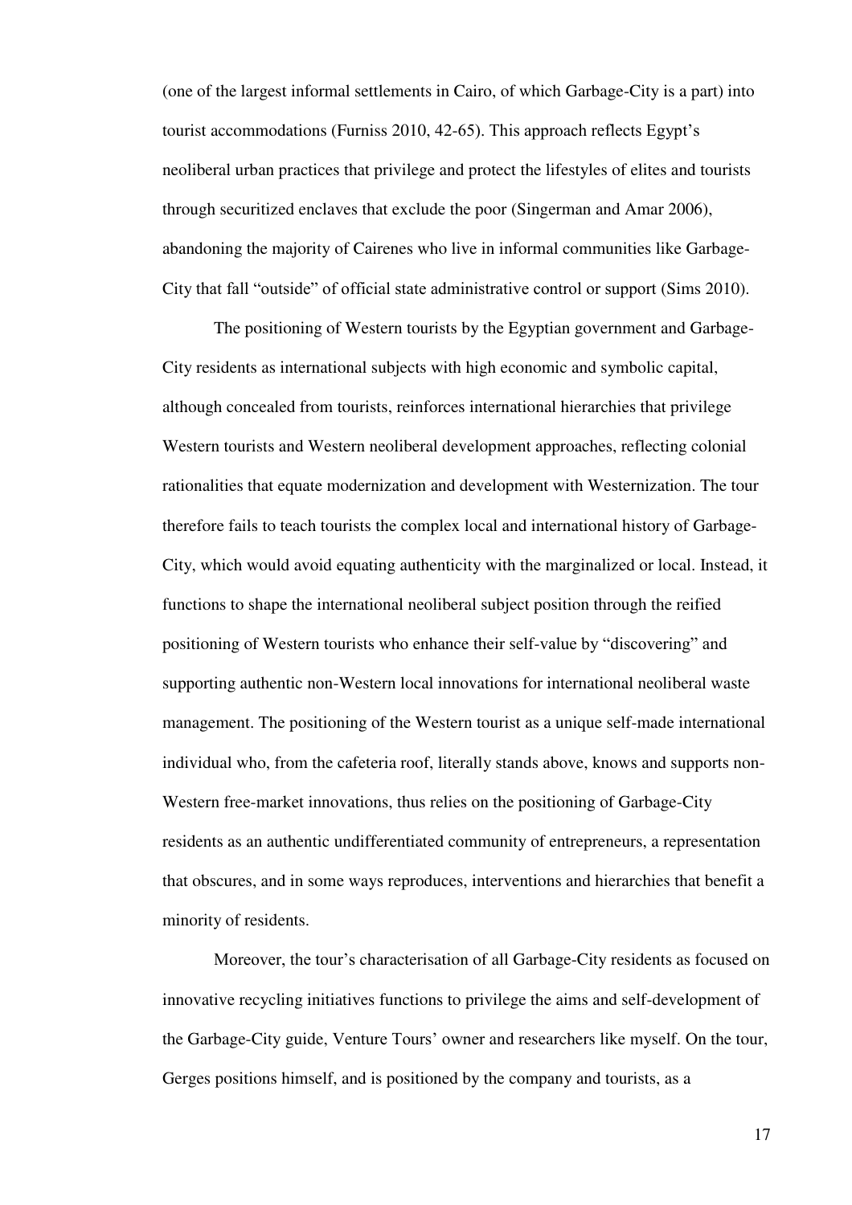(one of the largest informal settlements in Cairo, of which Garbage-City is a part) into tourist accommodations (Furniss 2010, 42-65). This approach reflects Egypt's neoliberal urban practices that privilege and protect the lifestyles of elites and tourists through securitized enclaves that exclude the poor (Singerman and Amar 2006), abandoning the majority of Cairenes who live in informal communities like Garbage-City that fall "outside" of official state administrative control or support (Sims 2010).

The positioning of Western tourists by the Egyptian government and Garbage-City residents as international subjects with high economic and symbolic capital, although concealed from tourists, reinforces international hierarchies that privilege Western tourists and Western neoliberal development approaches, reflecting colonial rationalities that equate modernization and development with Westernization. The tour therefore fails to teach tourists the complex local and international history of Garbage-City, which would avoid equating authenticity with the marginalized or local. Instead, it functions to shape the international neoliberal subject position through the reified positioning of Western tourists who enhance their self-value by "discovering" and supporting authentic non-Western local innovations for international neoliberal waste management. The positioning of the Western tourist as a unique self-made international individual who, from the cafeteria roof, literally stands above, knows and supports non-Western free-market innovations, thus relies on the positioning of Garbage-City residents as an authentic undifferentiated community of entrepreneurs, a representation that obscures, and in some ways reproduces, interventions and hierarchies that benefit a minority of residents.

Moreover, the tour's characterisation of all Garbage-City residents as focused on innovative recycling initiatives functions to privilege the aims and self-development of the Garbage-City guide, Venture Tours' owner and researchers like myself. On the tour, Gerges positions himself, and is positioned by the company and tourists, as a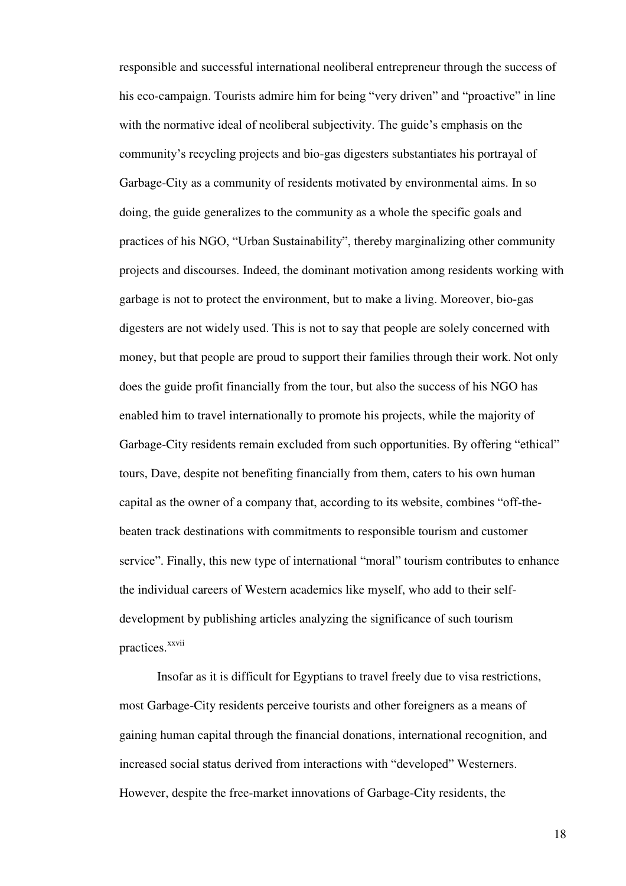responsible and successful international neoliberal entrepreneur through the success of his eco-campaign. Tourists admire him for being "very driven" and "proactive" in line with the normative ideal of neoliberal subjectivity. The guide's emphasis on the community's recycling projects and bio-gas digesters substantiates his portrayal of Garbage-City as a community of residents motivated by environmental aims. In so doing, the guide generalizes to the community as a whole the specific goals and practices of his NGO, "Urban Sustainability", thereby marginalizing other community projects and discourses. Indeed, the dominant motivation among residents working with garbage is not to protect the environment, but to make a living. Moreover, bio-gas digesters are not widely used. This is not to say that people are solely concerned with money, but that people are proud to support their families through their work. Not only does the guide profit financially from the tour, but also the success of his NGO has enabled him to travel internationally to promote his projects, while the majority of Garbage-City residents remain excluded from such opportunities. By offering "ethical" tours, Dave, despite not benefiting financially from them, caters to his own human capital as the owner of a company that, according to its website, combines "off-the-beaten track destinations with commitments to responsible tourism and customer service". Finally, this new type of international "moral" tourism contributes to enhance the individual careers of Western academics like myself, who add to their self-development by publishing articles analyzing the significance of such tourism practices.[xxvii]

Insofar as it is difficult for Egyptians to travel freely due to visa restrictions, most Garbage-City residents perceive tourists and other foreigners as a means of gaining human capital through the financial donations, international recognition, and increased social status derived from interactions with "developed" Westerners. However, despite the free-market innovations of Garbage-City residents, the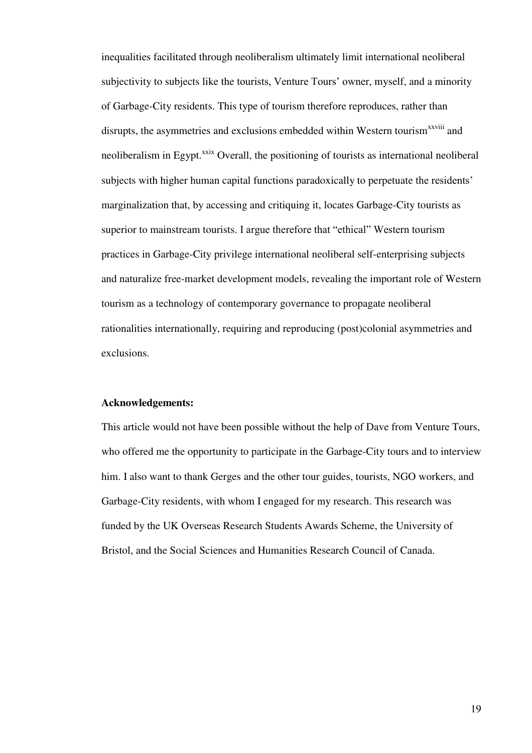inequalities facilitated through neoliberalism ultimately limit international neoliberal subjectivity to subjects like the tourists, Venture Tours' owner, myself, and a minority of Garbage-City residents. This type of tourism therefore reproduces, rather than disrupts, the asymmetries and exclusions embedded within Western tourism[xxviii] and neoliberalism in Egypt.[xxix] Overall, the positioning of tourists as international neoliberal subjects with higher human capital functions paradoxically to perpetuate the residents' marginalization that, by accessing and critiquing it, locates Garbage-City tourists as superior to mainstream tourists. I argue therefore that "ethical" Western tourism practices in Garbage-City privilege international neoliberal self-enterprising subjects and naturalize free-market development models, revealing the important role of Western tourism as a technology of contemporary governance to propagate neoliberal rationalities internationally, requiring and reproducing (post)colonial asymmetries and exclusions.

**Acknowledgements:**

This article would not have been possible without the help of Dave from Venture Tours, who offered me the opportunity to participate in the Garbage-City tours and to interview him. I also want to thank Gerges and the other tour guides, tourists, NGO workers, and Garbage-City residents, with whom I engaged for my research. This research was funded by the UK Overseas Research Students Awards Scheme, the University of Bristol, and the Social Sciences and Humanities Research Council of Canada.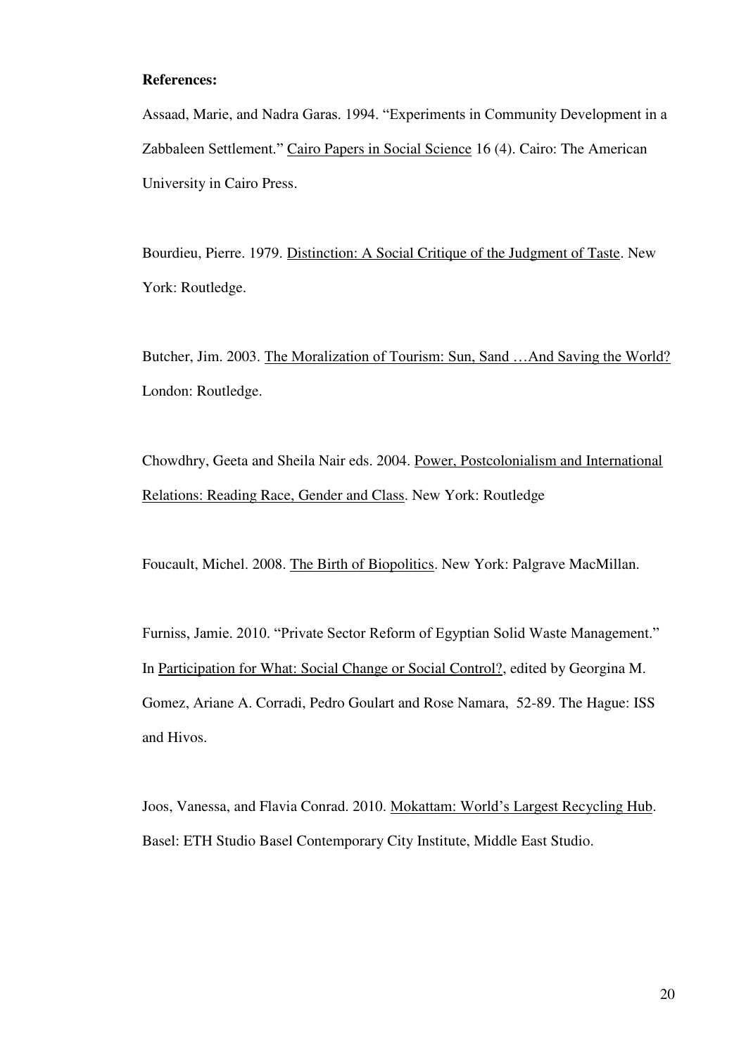**References:**

Assaad, Marie, and Nadra Garas. 1994. "Experiments in Community Development in a Zabbaleen Settlement." Cairo Papers in Social Science 16 (4). Cairo: The American University in Cairo Press.

Bourdieu, Pierre. 1979. Distinction: A Social Critique of the Judgment of Taste. New York: Routledge.

Butcher, Jim. 2003. The Moralization of Tourism: Sun, Sand …And Saving the World? London: Routledge.

Chowdhry, Geeta and Sheila Nair eds. 2004. Power, Postcolonialism and International Relations: Reading Race, Gender and Class. New York: Routledge

Foucault, Michel. 2008. The Birth of Biopolitics. New York: Palgrave MacMillan.

Furniss, Jamie. 2010. "Private Sector Reform of Egyptian Solid Waste Management." In Participation for What: Social Change or Social Control?, edited by Georgina M. Gomez, Ariane A. Corradi, Pedro Goulart and Rose Namara, 52-89. The Hague: ISS and Hivos.

Joos, Vanessa, and Flavia Conrad. 2010. Mokattam: World's Largest Recycling Hub. Basel: ETH Studio Basel Contemporary City Institute, Middle East Studio.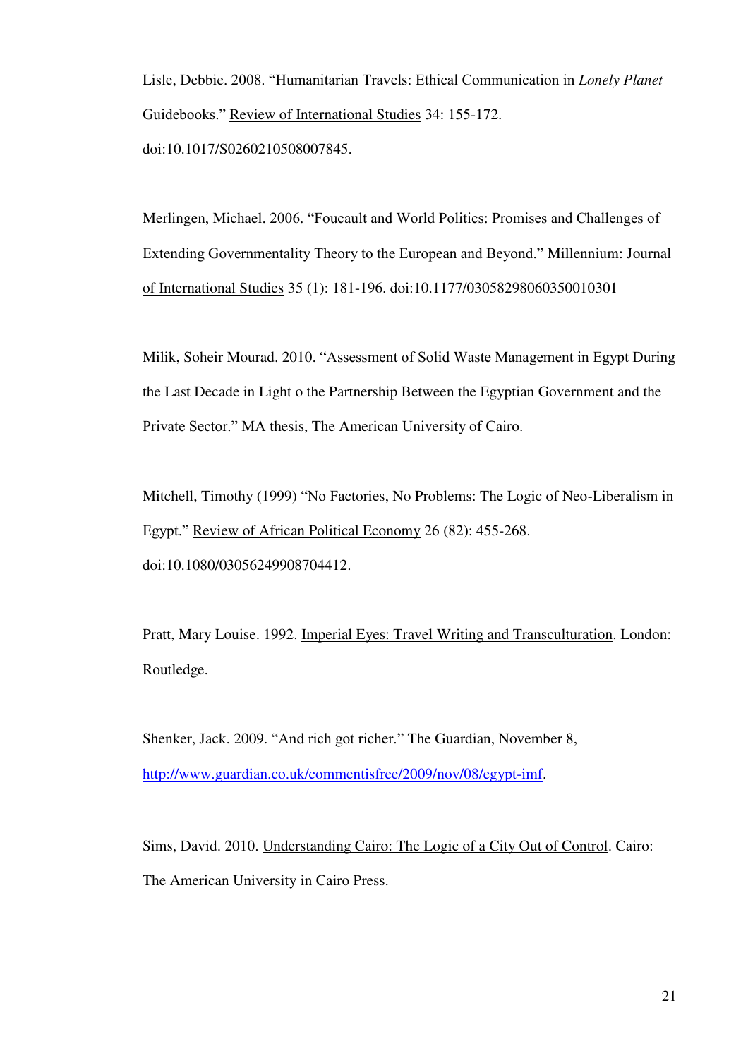Lisle, Debbie. 2008. "Humanitarian Travels: Ethical Communication in *Lonely Planet* Guidebooks." Review of International Studies 34: 155-172. doi:10.1017/S0260210508007845.

Merlingen, Michael. 2006. "Foucault and World Politics: Promises and Challenges of Extending Governmentality Theory to the European and Beyond." Millennium: Journal of International Studies 35 (1): 181-196. doi:10.1177/03058298060350010301

Milik, Soheir Mourad. 2010. "Assessment of Solid Waste Management in Egypt During the Last Decade in Light o the Partnership Between the Egyptian Government and the Private Sector." MA thesis, The American University of Cairo.

Mitchell, Timothy (1999) "No Factories, No Problems: The Logic of Neo-Liberalism in Egypt." Review of African Political Economy 26 (82): 455-268. doi:10.1080/03056249908704412.

Pratt, Mary Louise. 1992. Imperial Eyes: Travel Writing and Transculturation. London: Routledge.

Shenker, Jack. 2009. "And rich got richer." The Guardian, November 8, http://www.guardian.co.uk/commentisfree/2009/nov/08/egypt-imf.

Sims, David. 2010. Understanding Cairo: The Logic of a City Out of Control. Cairo: The American University in Cairo Press.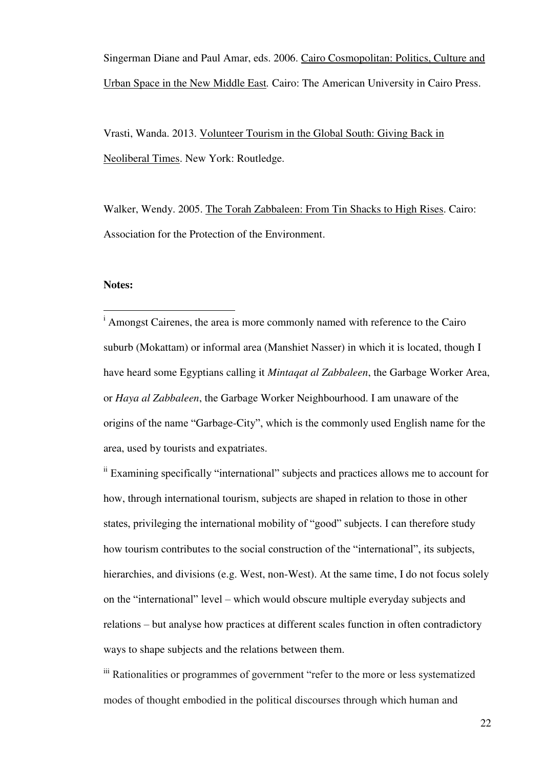Singerman Diane and Paul Amar, eds. 2006. Cairo Cosmopolitan: Politics, Culture and Urban Space in the New Middle East. Cairo: The American University in Cairo Press.

Vrasti, Wanda. 2013. Volunteer Tourism in the Global South: Giving Back in Neoliberal Times. New York: Routledge.

Walker, Wendy. 2005. The Torah Zabbaleen: From Tin Shacks to High Rises. Cairo: Association for the Protection of the Environment.

**Notes:**

---

[i] Amongst Cairenes, the area is more commonly named with reference to the Cairo suburb (Mokattam) or informal area (Manshiet Nasser) in which it is located, though I have heard some Egyptians calling it *Mintaqat al Zabbaleen*, the Garbage Worker Area, or *Haya al Zabbaleen*, the Garbage Worker Neighbourhood. I am unaware of the origins of the name "Garbage-City", which is the commonly used English name for the area, used by tourists and expatriates.

[ii] Examining specifically "international" subjects and practices allows me to account for how, through international tourism, subjects are shaped in relation to those in other states, privileging the international mobility of "good" subjects. I can therefore study how tourism contributes to the social construction of the "international", its subjects, hierarchies, and divisions (e.g. West, non-West). At the same time, I do not focus solely on the "international" level – which would obscure multiple everyday subjects and relations – but analyse how practices at different scales function in often contradictory ways to shape subjects and the relations between them.

[iii] Rationalities or programmes of government "refer to the more or less systematized modes of thought embodied in the political discourses through which human and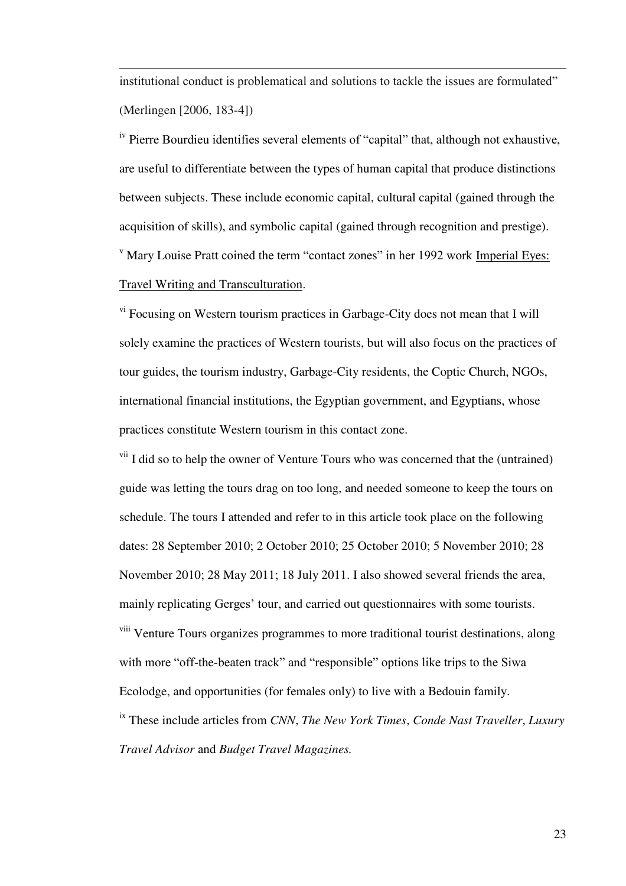institutional conduct is problematical and solutions to tackle the issues are formulated" (Merlingen [2006, 183-4])

[iv] Pierre Bourdieu identifies several elements of "capital" that, although not exhaustive, are useful to differentiate between the types of human capital that produce distinctions between subjects. These include economic capital, cultural capital (gained through the acquisition of skills), and symbolic capital (gained through recognition and prestige).

[v] Mary Louise Pratt coined the term "contact zones" in her 1992 work Imperial Eyes: Travel Writing and Transculturation.

[vi] Focusing on Western tourism practices in Garbage-City does not mean that I will solely examine the practices of Western tourists, but will also focus on the practices of tour guides, the tourism industry, Garbage-City residents, the Coptic Church, NGOs, international financial institutions, the Egyptian government, and Egyptians, whose practices constitute Western tourism in this contact zone.

[vii] I did so to help the owner of Venture Tours who was concerned that the (untrained) guide was letting the tours drag on too long, and needed someone to keep the tours on schedule. The tours I attended and refer to in this article took place on the following dates: 28 September 2010; 2 October 2010; 25 October 2010; 5 November 2010; 28 November 2010; 28 May 2011; 18 July 2011. I also showed several friends the area, mainly replicating Gerges' tour, and carried out questionnaires with some tourists.

[viii] Venture Tours organizes programmes to more traditional tourist destinations, along with more "off-the-beaten track" and "responsible" options like trips to the Siwa Ecolodge, and opportunities (for females only) to live with a Bedouin family.

[ix] These include articles from *CNN*, *The New York Times*, *Conde Nast Traveller*, *Luxury Travel Advisor* and *Budget Travel Magazines.*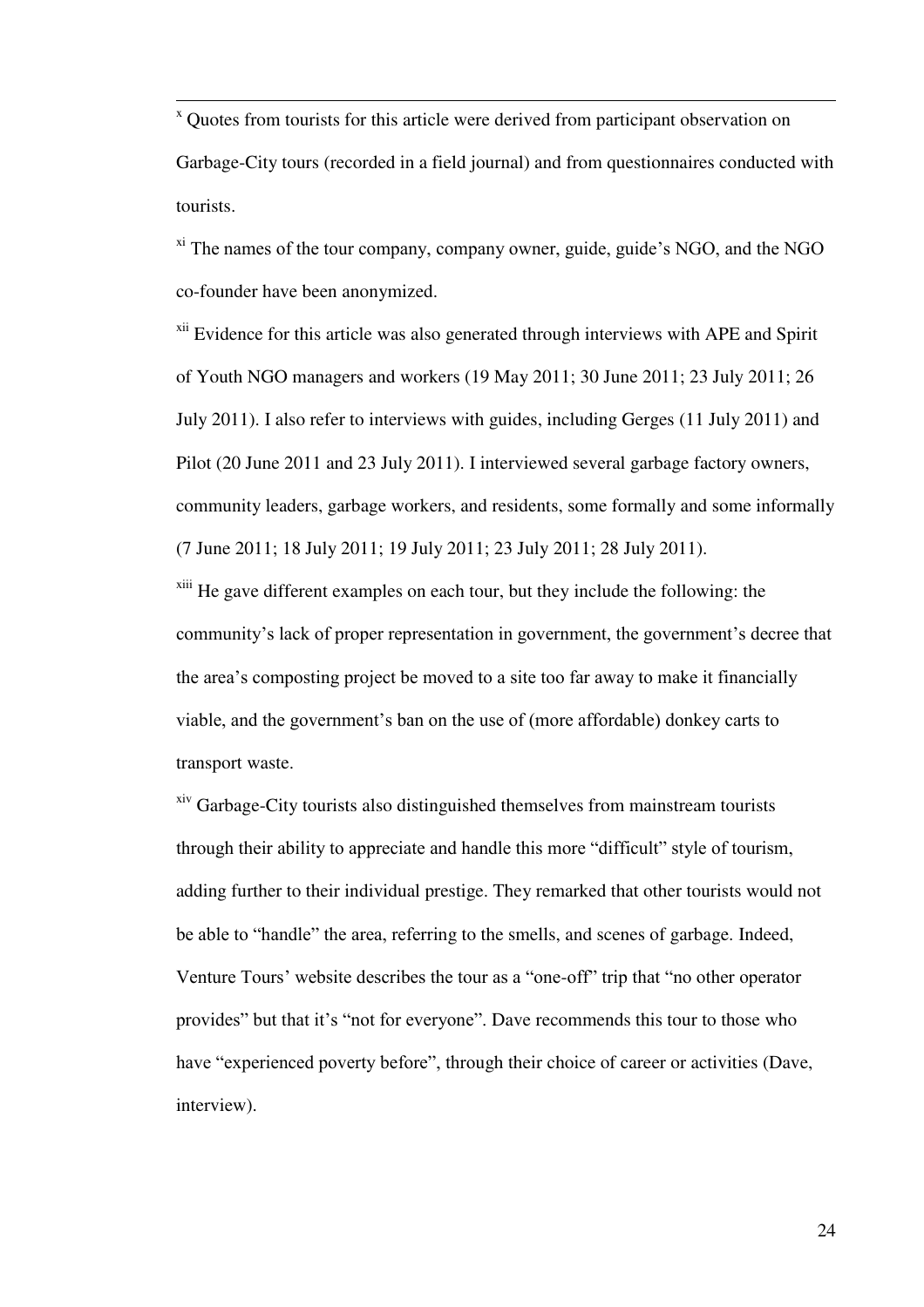[x] Quotes from tourists for this article were derived from participant observation on Garbage-City tours (recorded in a field journal) and from questionnaires conducted with tourists.

[xi] The names of the tour company, company owner, guide, guide's NGO, and the NGO co-founder have been anonymized.

[xii] Evidence for this article was also generated through interviews with APE and Spirit of Youth NGO managers and workers (19 May 2011; 30 June 2011; 23 July 2011; 26 July 2011). I also refer to interviews with guides, including Gerges (11 July 2011) and Pilot (20 June 2011 and 23 July 2011). I interviewed several garbage factory owners, community leaders, garbage workers, and residents, some formally and some informally (7 June 2011; 18 July 2011; 19 July 2011; 23 July 2011; 28 July 2011).

[xiii] He gave different examples on each tour, but they include the following: the community's lack of proper representation in government, the government's decree that the area's composting project be moved to a site too far away to make it financially viable, and the government's ban on the use of (more affordable) donkey carts to transport waste.

[xiv] Garbage-City tourists also distinguished themselves from mainstream tourists through their ability to appreciate and handle this more "difficult" style of tourism, adding further to their individual prestige. They remarked that other tourists would not be able to "handle" the area, referring to the smells, and scenes of garbage. Indeed, Venture Tours' website describes the tour as a "one-off" trip that "no other operator provides" but that it's "not for everyone". Dave recommends this tour to those who have "experienced poverty before", through their choice of career or activities (Dave, interview).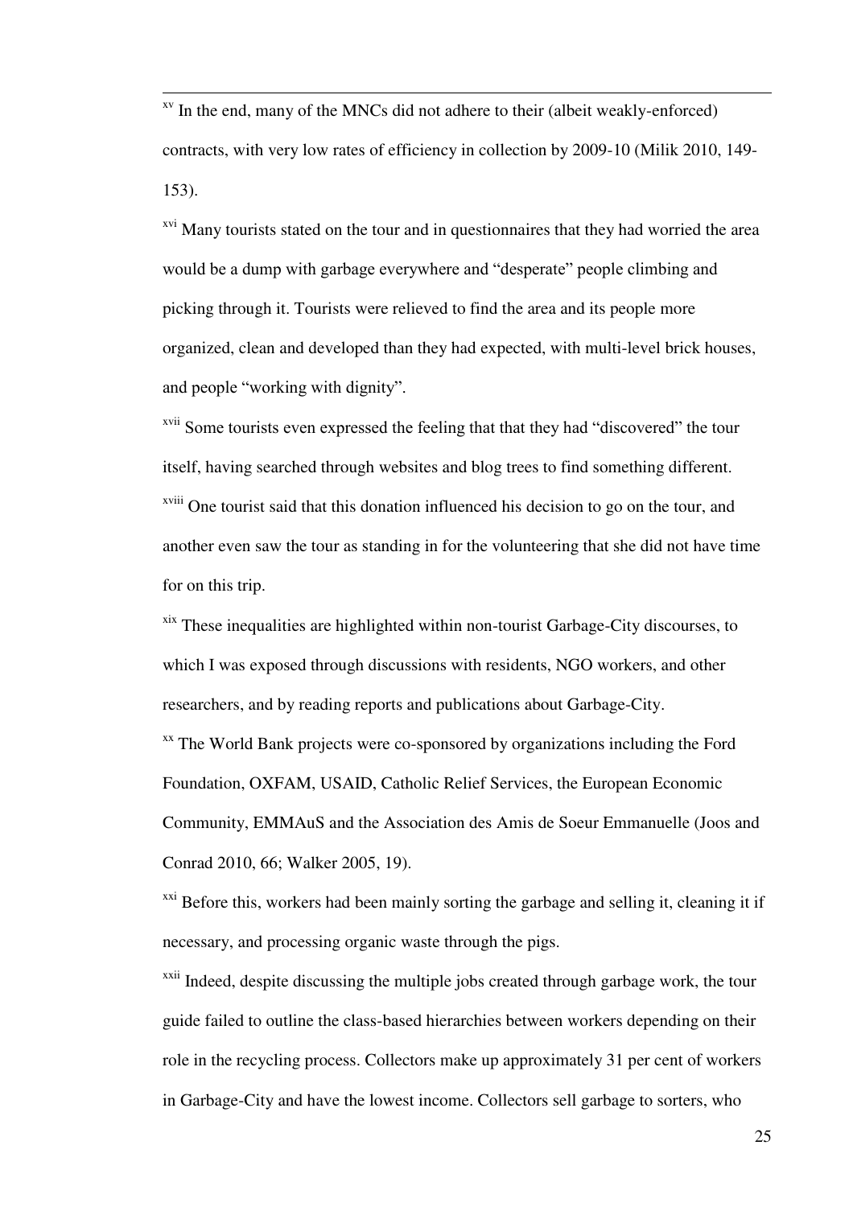[xv] In the end, many of the MNCs did not adhere to their (albeit weakly-enforced) contracts, with very low rates of efficiency in collection by 2009-10 (Milik 2010, 149-153).

[xvi] Many tourists stated on the tour and in questionnaires that they had worried the area would be a dump with garbage everywhere and "desperate" people climbing and picking through it. Tourists were relieved to find the area and its people more organized, clean and developed than they had expected, with multi-level brick houses, and people "working with dignity".

[xvii] Some tourists even expressed the feeling that that they had "discovered" the tour itself, having searched through websites and blog trees to find something different.

[xviii] One tourist said that this donation influenced his decision to go on the tour, and another even saw the tour as standing in for the volunteering that she did not have time for on this trip.

[xix] These inequalities are highlighted within non-tourist Garbage-City discourses, to which I was exposed through discussions with residents, NGO workers, and other researchers, and by reading reports and publications about Garbage-City.

[xx] The World Bank projects were co-sponsored by organizations including the Ford Foundation, OXFAM, USAID, Catholic Relief Services, the European Economic Community, EMMAuS and the Association des Amis de Soeur Emmanuelle (Joos and Conrad 2010, 66; Walker 2005, 19).

[xxi] Before this, workers had been mainly sorting the garbage and selling it, cleaning it if necessary, and processing organic waste through the pigs.

[xxii] Indeed, despite discussing the multiple jobs created through garbage work, the tour guide failed to outline the class-based hierarchies between workers depending on their role in the recycling process. Collectors make up approximately 31 per cent of workers in Garbage-City and have the lowest income. Collectors sell garbage to sorters, who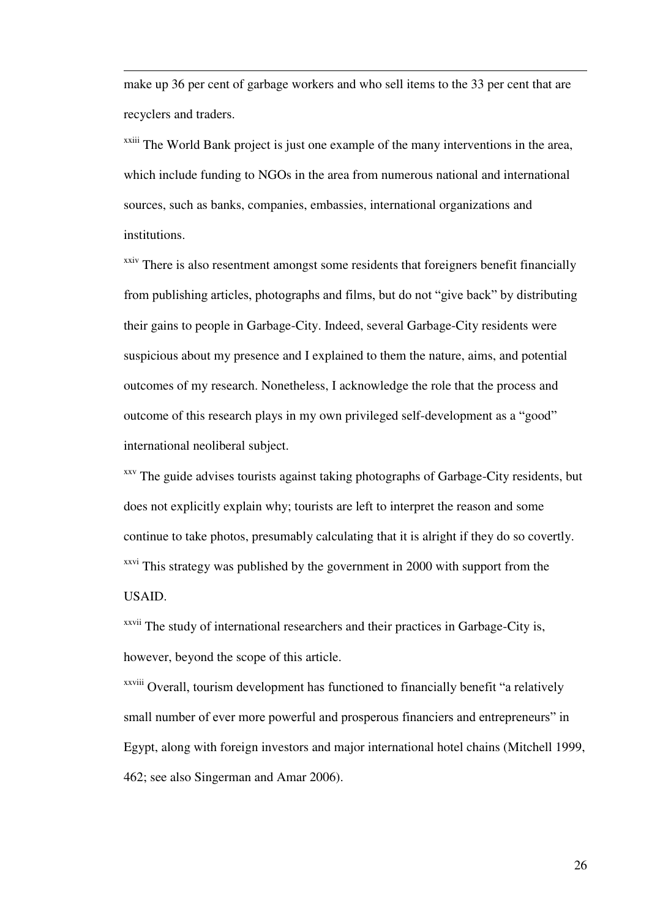make up 36 per cent of garbage workers and who sell items to the 33 per cent that are recyclers and traders.

[xxiii] The World Bank project is just one example of the many interventions in the area, which include funding to NGOs in the area from numerous national and international sources, such as banks, companies, embassies, international organizations and institutions.

[xxiv] There is also resentment amongst some residents that foreigners benefit financially from publishing articles, photographs and films, but do not "give back" by distributing their gains to people in Garbage-City. Indeed, several Garbage-City residents were suspicious about my presence and I explained to them the nature, aims, and potential outcomes of my research. Nonetheless, I acknowledge the role that the process and outcome of this research plays in my own privileged self-development as a "good" international neoliberal subject.

[xxv] The guide advises tourists against taking photographs of Garbage-City residents, but does not explicitly explain why; tourists are left to interpret the reason and some continue to take photos, presumably calculating that it is alright if they do so covertly.

[xxvi] This strategy was published by the government in 2000 with support from the USAID.

[xxvii] The study of international researchers and their practices in Garbage-City is, however, beyond the scope of this article.

[xxviii] Overall, tourism development has functioned to financially benefit "a relatively small number of ever more powerful and prosperous financiers and entrepreneurs" in Egypt, along with foreign investors and major international hotel chains (Mitchell 1999, 462; see also Singerman and Amar 2006).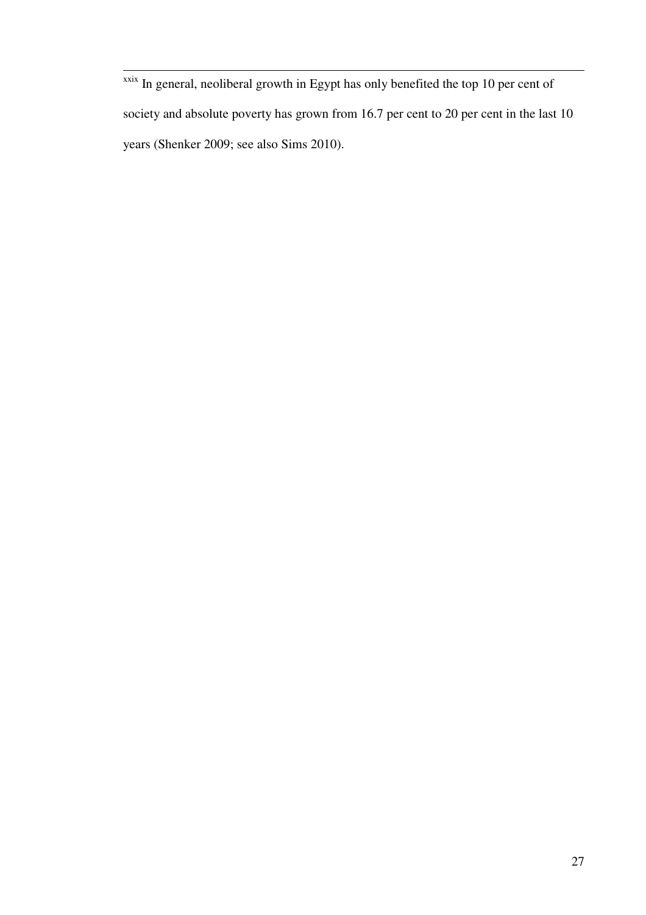[xxix] In general, neoliberal growth in Egypt has only benefited the top 10 per cent of society and absolute poverty has grown from 16.7 per cent to 20 per cent in the last 10 years (Shenker 2009; see also Sims 2010).